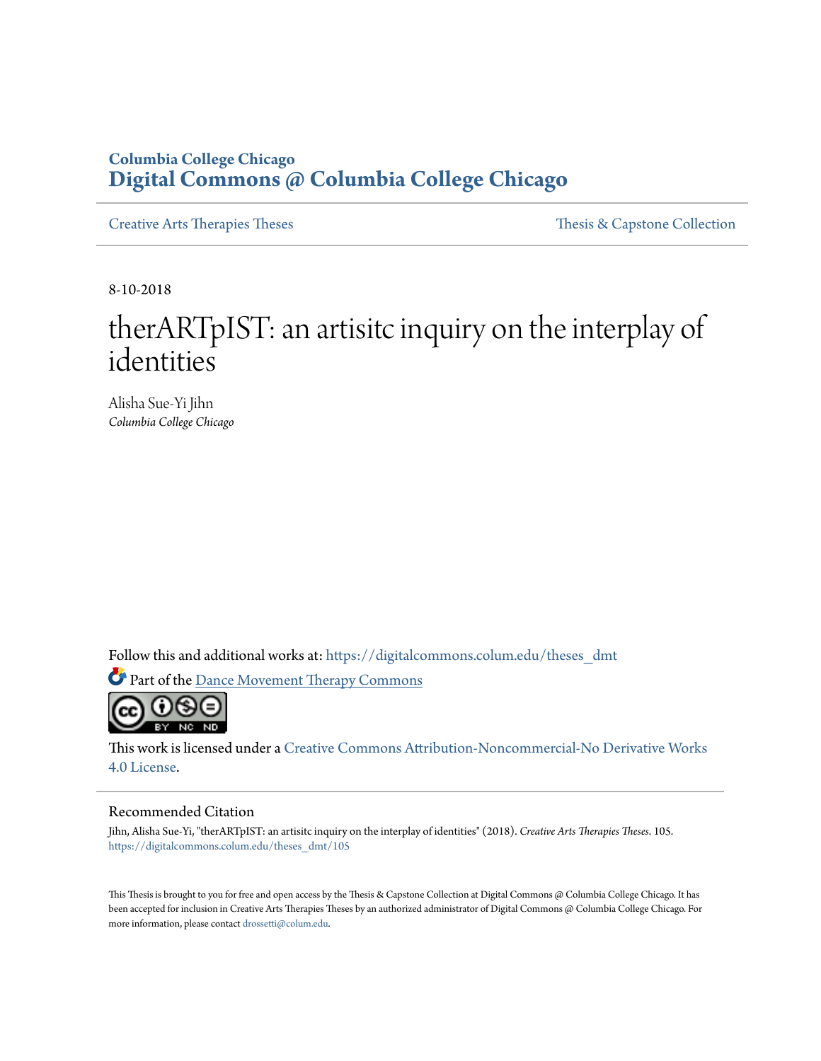Columbia College Chicago

# Digital Commons @ Columbia College Chicago

Creative Arts Therapies Theses | Thesis & Capstone Collection

8-10-2018

# therARTpIST: an artisitc inquiry on the interplay of identities

Alisha Sue-Yi Jihn
*Columbia College Chicago*

Follow this and additional works at: https://digitalcommons.colum.edu/theses_dmt

Part of the Dance Movement Therapy Commons

This work is licensed under a Creative Commons Attribution-Noncommercial-No Derivative Works 4.0 License.

## Recommended Citation

Jihn, Alisha Sue-Yi, "therARTpIST: an artisitc inquiry on the interplay of identities" (2018). *Creative Arts Therapies Theses*. 105.
https://digitalcommons.colum.edu/theses_dmt/105

This Thesis is brought to you for free and open access by the Thesis & Capstone Collection at Digital Commons @ Columbia College Chicago. It has been accepted for inclusion in Creative Arts Therapies Theses by an authorized administrator of Digital Commons @ Columbia College Chicago. For more information, please contact drossetti@colum.edu.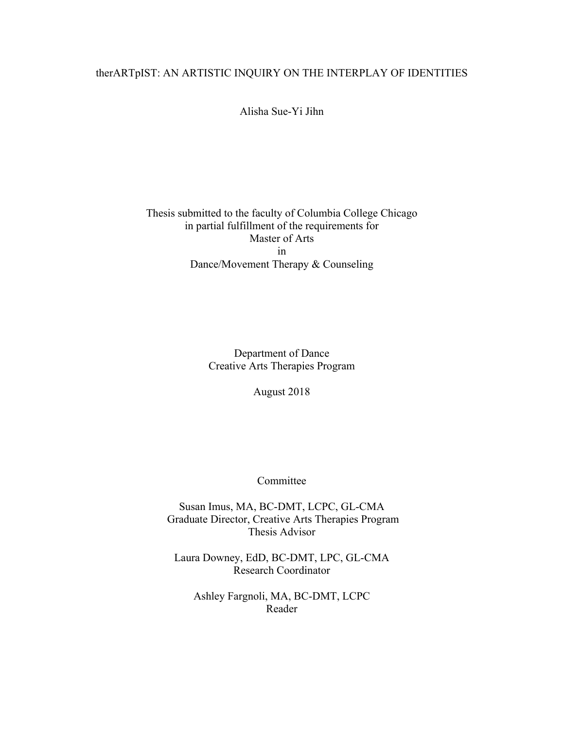therARTpIST: AN ARTISTIC INQUIRY ON THE INTERPLAY OF IDENTITIES

Alisha Sue-Yi Jihn

Thesis submitted to the faculty of Columbia College Chicago
in partial fulfillment of the requirements for
Master of Arts
in
Dance/Movement Therapy & Counseling

Department of Dance
Creative Arts Therapies Program

August 2018

Committee

Susan Imus, MA, BC-DMT, LCPC, GL-CMA
Graduate Director, Creative Arts Therapies Program
Thesis Advisor

Laura Downey, EdD, BC-DMT, LPC, GL-CMA
Research Coordinator

Ashley Fargnoli, MA, BC-DMT, LCPC
Reader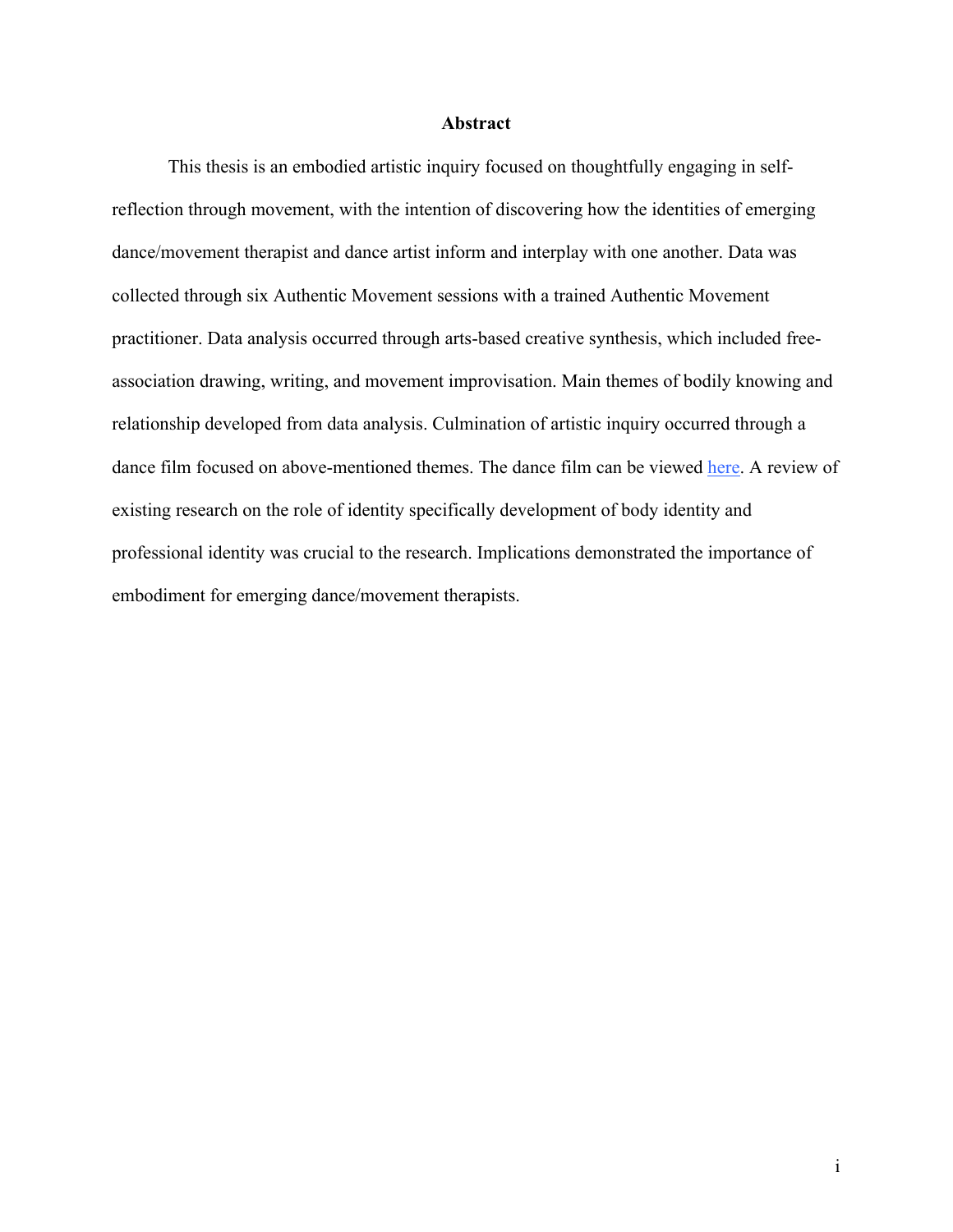# Abstract

This thesis is an embodied artistic inquiry focused on thoughtfully engaging in self-reflection through movement, with the intention of discovering how the identities of emerging dance/movement therapist and dance artist inform and interplay with one another. Data was collected through six Authentic Movement sessions with a trained Authentic Movement practitioner. Data analysis occurred through arts-based creative synthesis, which included free-association drawing, writing, and movement improvisation. Main themes of bodily knowing and relationship developed from data analysis. Culmination of artistic inquiry occurred through a dance film focused on above-mentioned themes. The dance film can be viewed here. A review of existing research on the role of identity specifically development of body identity and professional identity was crucial to the research. Implications demonstrated the importance of embodiment for emerging dance/movement therapists.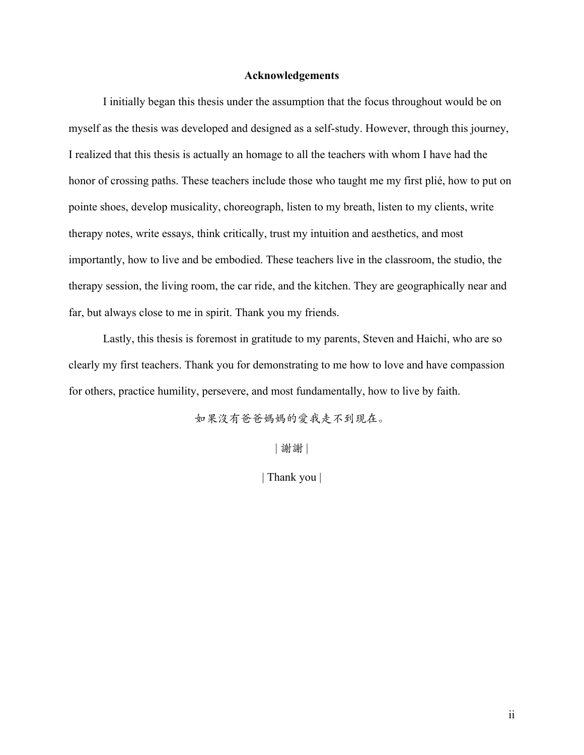## Acknowledgements

I initially began this thesis under the assumption that the focus throughout would be on myself as the thesis was developed and designed as a self-study. However, through this journey, I realized that this thesis is actually an homage to all the teachers with whom I have had the honor of crossing paths. These teachers include those who taught me my first plié, how to put on pointe shoes, develop musicality, choreograph, listen to my breath, listen to my clients, write therapy notes, write essays, think critically, trust my intuition and aesthetics, and most importantly, how to live and be embodied. These teachers live in the classroom, the studio, the therapy session, the living room, the car ride, and the kitchen. They are geographically near and far, but always close to me in spirit. Thank you my friends.

Lastly, this thesis is foremost in gratitude to my parents, Steven and Haichi, who are so clearly my first teachers. Thank you for demonstrating to me how to love and have compassion for others, practice humility, persevere, and most fundamentally, how to live by faith.

如果沒有爸爸媽媽的愛我走不到现在。

| 謝謝 |

| Thank you |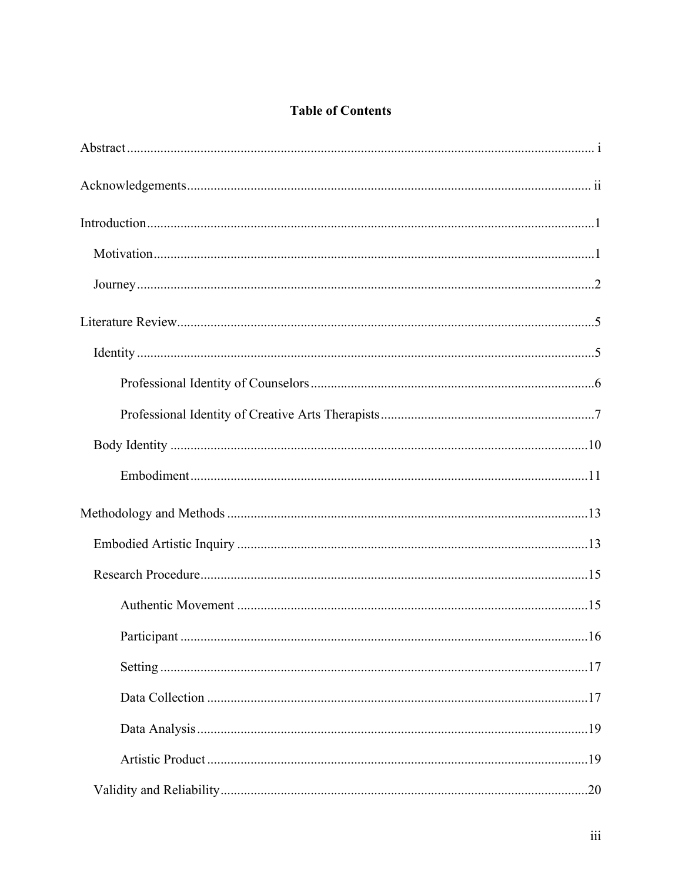# Table of Contents

Abstract ........................................................................................................................ i

Acknowledgements ....................................................................................................... ii

Introduction ................................................................................................................... 1

- Motivation ................................................................................................................. 1
- Journey ...................................................................................................................... 2

Literature Review ........................................................................................................... 5

- Identity ...................................................................................................................... 5
  - Professional Identity of Counselors ...................................................................... 6
  - Professional Identity of Creative Arts Therapists ................................................. 7
- Body Identity ........................................................................................................... 10
  - Embodiment ......................................................................................................... 11

Methodology and Methods .......................................................................................... 13

- Embodied Artistic Inquiry ....................................................................................... 13
- Research Procedure .................................................................................................. 15
  - Authentic Movement ........................................................................................... 15
  - Participant ............................................................................................................ 16
  - Setting .................................................................................................................. 17
  - Data Collection .................................................................................................... 17
  - Data Analysis ....................................................................................................... 19
  - Artistic Product .................................................................................................... 19
- Validity and Reliability ............................................................................................ 20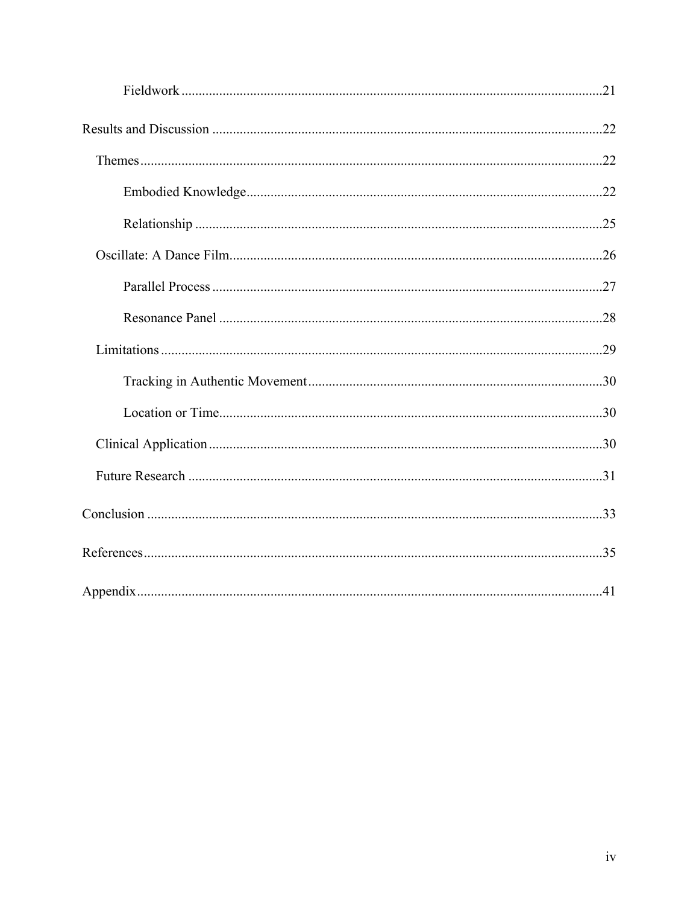Fieldwork ..........21

Results and Discussion ..........22

Themes ..........22

Embodied Knowledge ..........22

Relationship ..........25

Oscillate: A Dance Film ..........26

Parallel Process ..........27

Resonance Panel ..........28

Limitations ..........29

Tracking in Authentic Movement ..........30

Location or Time ..........30

Clinical Application ..........30

Future Research ..........31

Conclusion ..........33

References ..........35

Appendix ..........41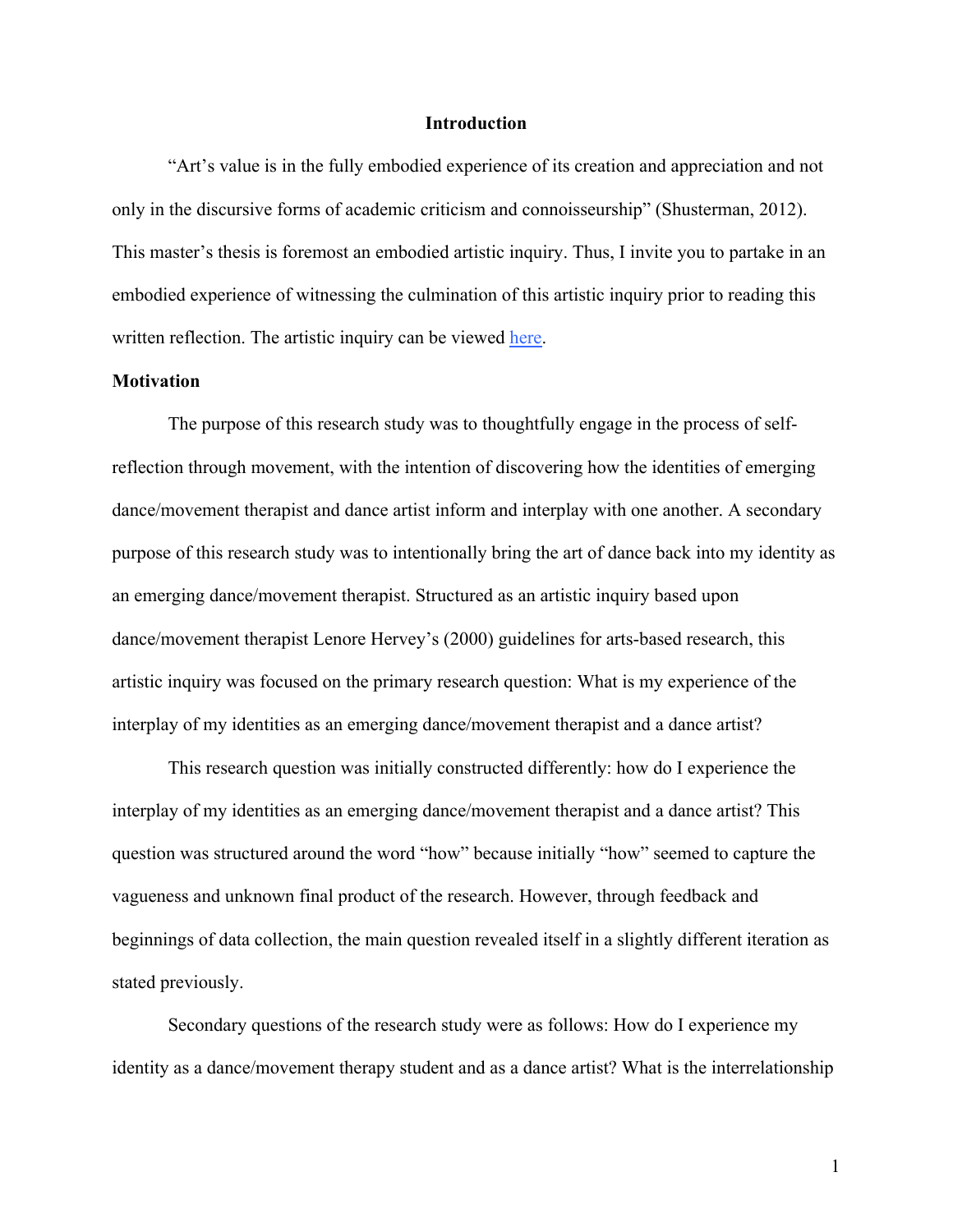# Introduction

"Art's value is in the fully embodied experience of its creation and appreciation and not only in the discursive forms of academic criticism and connoisseurship" (Shusterman, 2012). This master's thesis is foremost an embodied artistic inquiry. Thus, I invite you to partake in an embodied experience of witnessing the culmination of this artistic inquiry prior to reading this written reflection. The artistic inquiry can be viewed here.

## Motivation

The purpose of this research study was to thoughtfully engage in the process of self-reflection through movement, with the intention of discovering how the identities of emerging dance/movement therapist and dance artist inform and interplay with one another. A secondary purpose of this research study was to intentionally bring the art of dance back into my identity as an emerging dance/movement therapist. Structured as an artistic inquiry based upon dance/movement therapist Lenore Hervey's (2000) guidelines for arts-based research, this artistic inquiry was focused on the primary research question: What is my experience of the interplay of my identities as an emerging dance/movement therapist and a dance artist?

This research question was initially constructed differently: how do I experience the interplay of my identities as an emerging dance/movement therapist and a dance artist? This question was structured around the word "how" because initially "how" seemed to capture the vagueness and unknown final product of the research. However, through feedback and beginnings of data collection, the main question revealed itself in a slightly different iteration as stated previously.

Secondary questions of the research study were as follows: How do I experience my identity as a dance/movement therapy student and as a dance artist? What is the interrelationship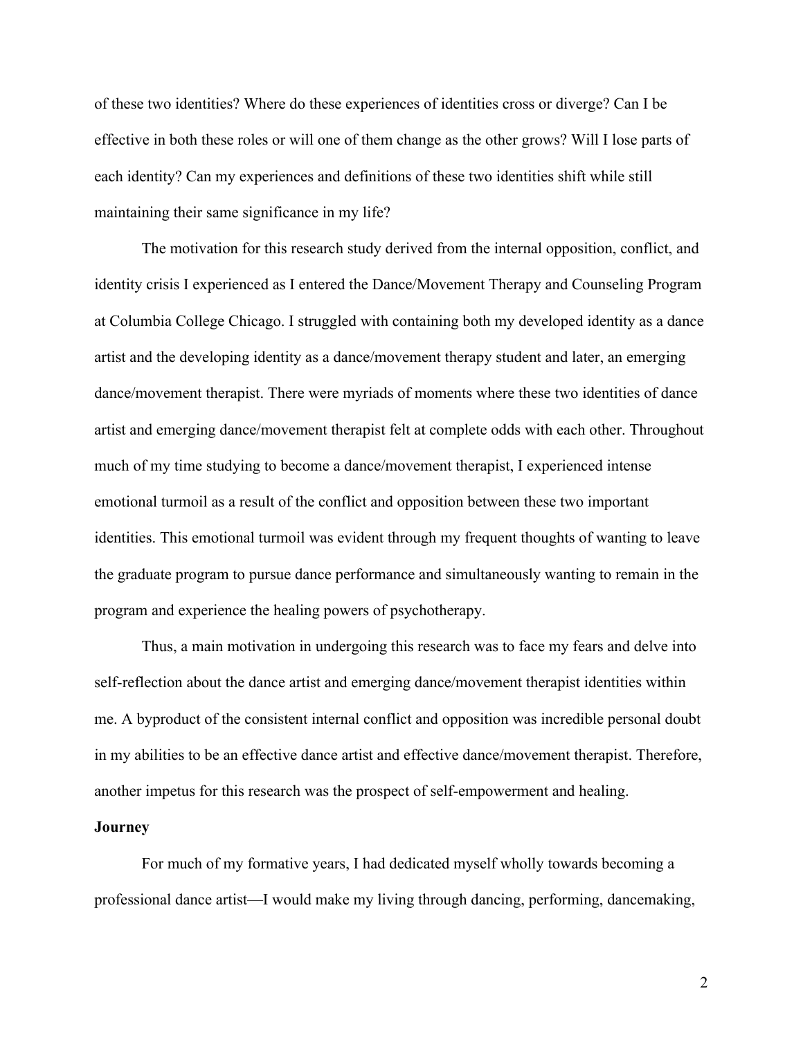of these two identities? Where do these experiences of identities cross or diverge? Can I be effective in both these roles or will one of them change as the other grows? Will I lose parts of each identity? Can my experiences and definitions of these two identities shift while still maintaining their same significance in my life?

The motivation for this research study derived from the internal opposition, conflict, and identity crisis I experienced as I entered the Dance/Movement Therapy and Counseling Program at Columbia College Chicago. I struggled with containing both my developed identity as a dance artist and the developing identity as a dance/movement therapy student and later, an emerging dance/movement therapist. There were myriads of moments where these two identities of dance artist and emerging dance/movement therapist felt at complete odds with each other. Throughout much of my time studying to become a dance/movement therapist, I experienced intense emotional turmoil as a result of the conflict and opposition between these two important identities. This emotional turmoil was evident through my frequent thoughts of wanting to leave the graduate program to pursue dance performance and simultaneously wanting to remain in the program and experience the healing powers of psychotherapy.

Thus, a main motivation in undergoing this research was to face my fears and delve into self-reflection about the dance artist and emerging dance/movement therapist identities within me. A byproduct of the consistent internal conflict and opposition was incredible personal doubt in my abilities to be an effective dance artist and effective dance/movement therapist. Therefore, another impetus for this research was the prospect of self-empowerment and healing.

**Journey**

For much of my formative years, I had dedicated myself wholly towards becoming a professional dance artist—I would make my living through dancing, performing, dancemaking,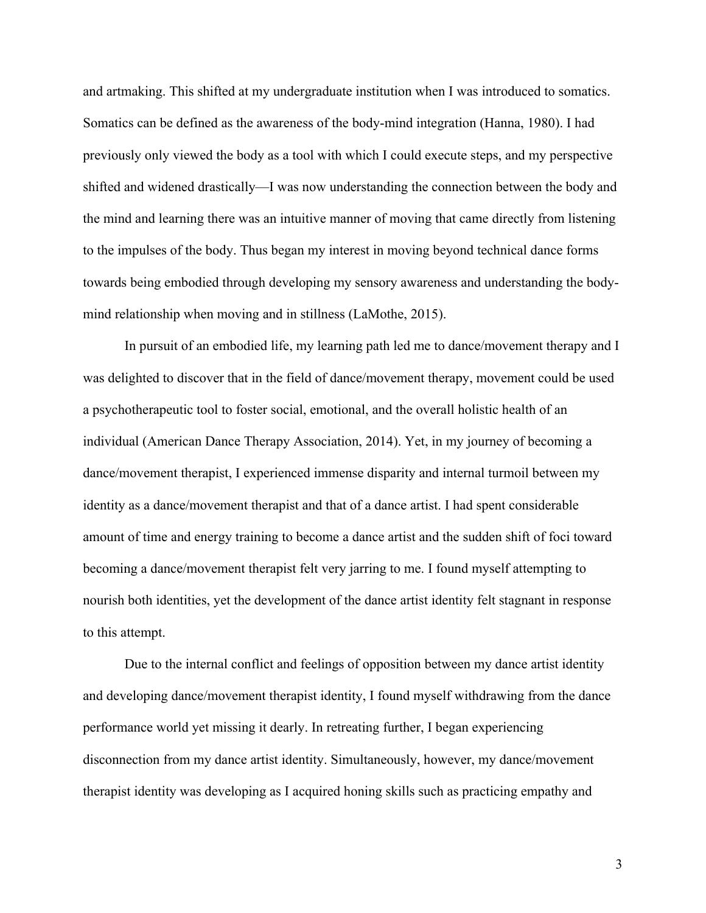and artmaking. This shifted at my undergraduate institution when I was introduced to somatics. Somatics can be defined as the awareness of the body-mind integration (Hanna, 1980). I had previously only viewed the body as a tool with which I could execute steps, and my perspective shifted and widened drastically—I was now understanding the connection between the body and the mind and learning there was an intuitive manner of moving that came directly from listening to the impulses of the body. Thus began my interest in moving beyond technical dance forms towards being embodied through developing my sensory awareness and understanding the body-mind relationship when moving and in stillness (LaMothe, 2015).

In pursuit of an embodied life, my learning path led me to dance/movement therapy and I was delighted to discover that in the field of dance/movement therapy, movement could be used a psychotherapeutic tool to foster social, emotional, and the overall holistic health of an individual (American Dance Therapy Association, 2014). Yet, in my journey of becoming a dance/movement therapist, I experienced immense disparity and internal turmoil between my identity as a dance/movement therapist and that of a dance artist. I had spent considerable amount of time and energy training to become a dance artist and the sudden shift of foci toward becoming a dance/movement therapist felt very jarring to me. I found myself attempting to nourish both identities, yet the development of the dance artist identity felt stagnant in response to this attempt.

Due to the internal conflict and feelings of opposition between my dance artist identity and developing dance/movement therapist identity, I found myself withdrawing from the dance performance world yet missing it dearly. In retreating further, I began experiencing disconnection from my dance artist identity. Simultaneously, however, my dance/movement therapist identity was developing as I acquired honing skills such as practicing empathy and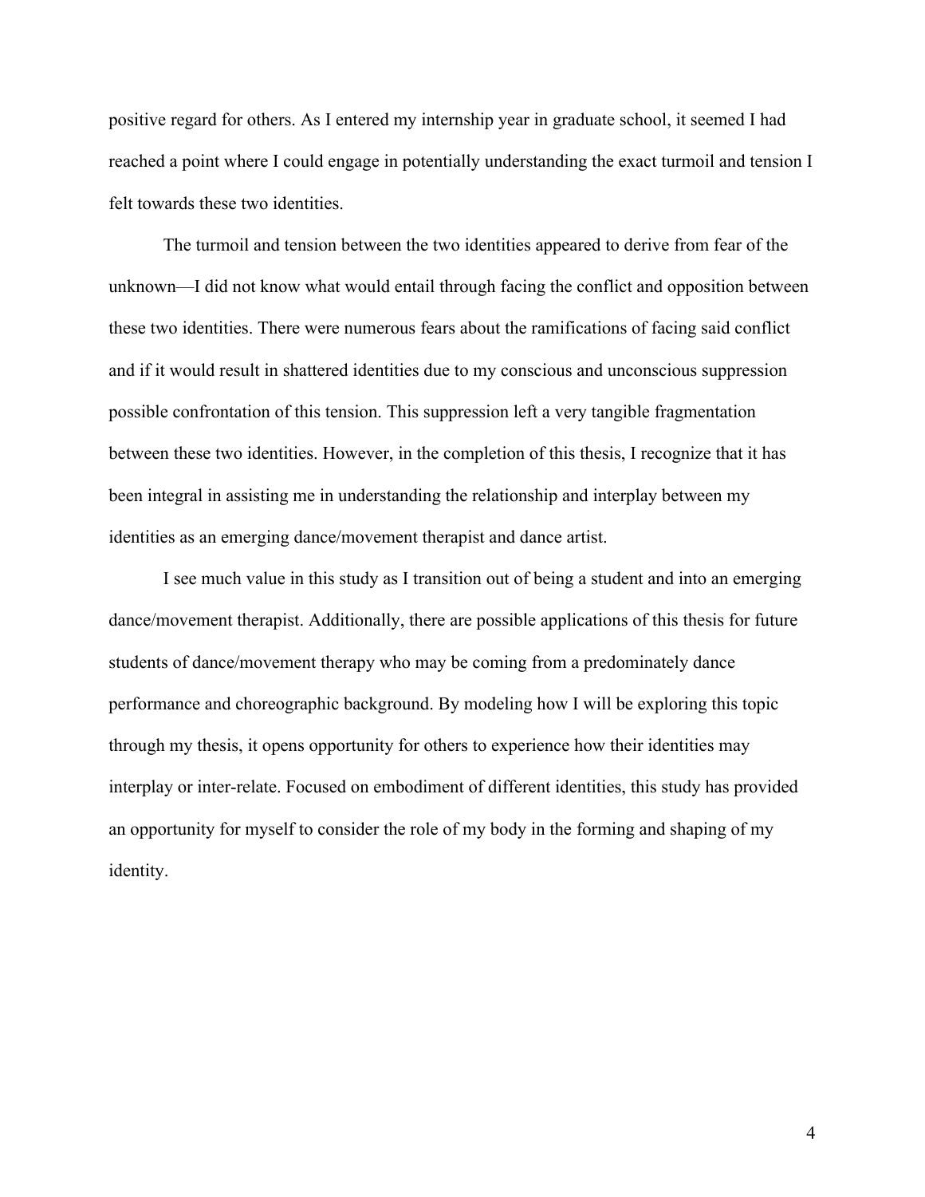positive regard for others. As I entered my internship year in graduate school, it seemed I had reached a point where I could engage in potentially understanding the exact turmoil and tension I felt towards these two identities.

The turmoil and tension between the two identities appeared to derive from fear of the unknown—I did not know what would entail through facing the conflict and opposition between these two identities. There were numerous fears about the ramifications of facing said conflict and if it would result in shattered identities due to my conscious and unconscious suppression possible confrontation of this tension. This suppression left a very tangible fragmentation between these two identities. However, in the completion of this thesis, I recognize that it has been integral in assisting me in understanding the relationship and interplay between my identities as an emerging dance/movement therapist and dance artist.

I see much value in this study as I transition out of being a student and into an emerging dance/movement therapist. Additionally, there are possible applications of this thesis for future students of dance/movement therapy who may be coming from a predominately dance performance and choreographic background. By modeling how I will be exploring this topic through my thesis, it opens opportunity for others to experience how their identities may interplay or inter-relate. Focused on embodiment of different identities, this study has provided an opportunity for myself to consider the role of my body in the forming and shaping of my identity.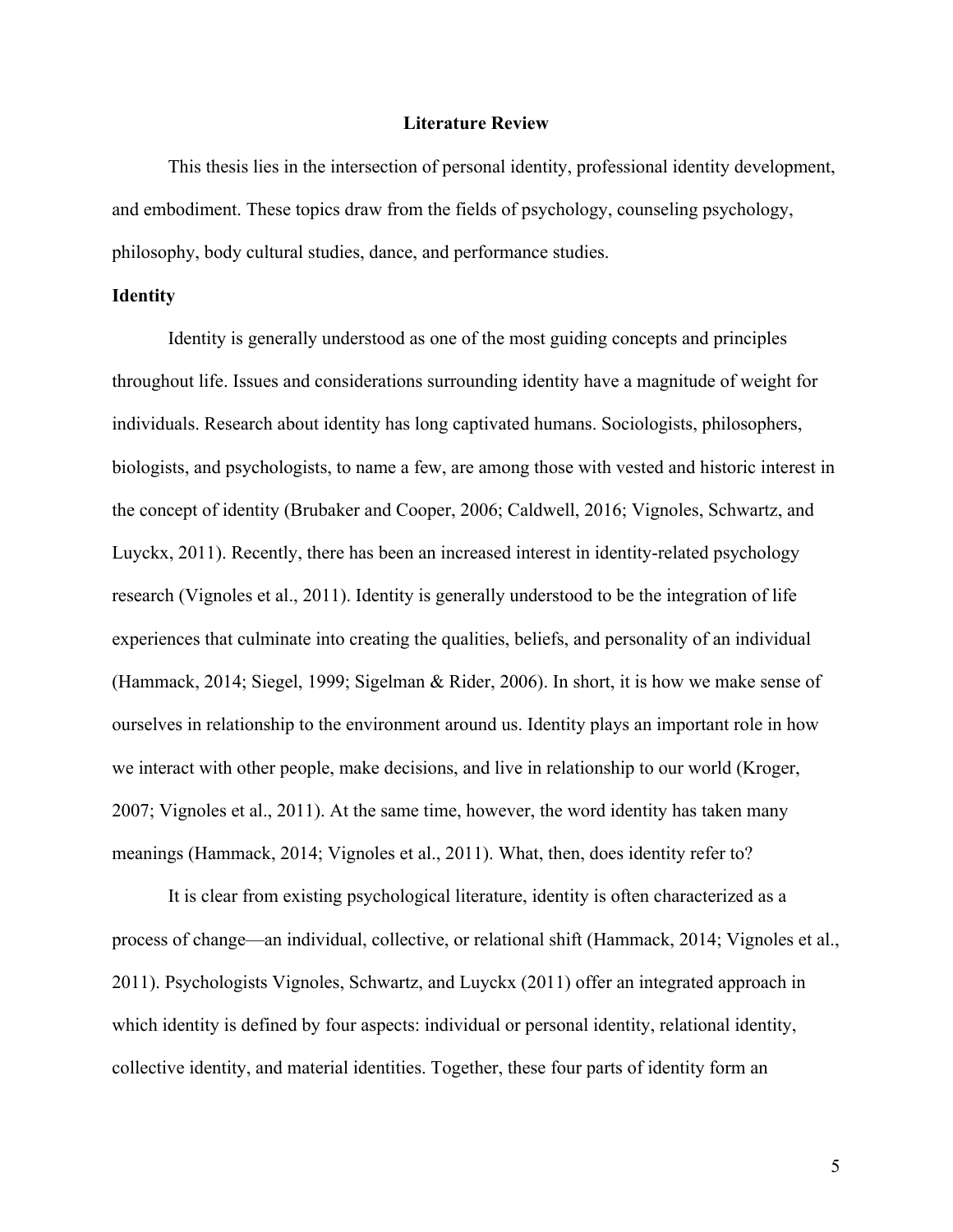## Literature Review

This thesis lies in the intersection of personal identity, professional identity development, and embodiment. These topics draw from the fields of psychology, counseling psychology, philosophy, body cultural studies, dance, and performance studies.

### Identity

Identity is generally understood as one of the most guiding concepts and principles throughout life. Issues and considerations surrounding identity have a magnitude of weight for individuals. Research about identity has long captivated humans. Sociologists, philosophers, biologists, and psychologists, to name a few, are among those with vested and historic interest in the concept of identity (Brubaker and Cooper, 2006; Caldwell, 2016; Vignoles, Schwartz, and Luyckx, 2011). Recently, there has been an increased interest in identity-related psychology research (Vignoles et al., 2011). Identity is generally understood to be the integration of life experiences that culminate into creating the qualities, beliefs, and personality of an individual (Hammack, 2014; Siegel, 1999; Sigelman & Rider, 2006). In short, it is how we make sense of ourselves in relationship to the environment around us. Identity plays an important role in how we interact with other people, make decisions, and live in relationship to our world (Kroger, 2007; Vignoles et al., 2011). At the same time, however, the word identity has taken many meanings (Hammack, 2014; Vignoles et al., 2011). What, then, does identity refer to?

It is clear from existing psychological literature, identity is often characterized as a process of change—an individual, collective, or relational shift (Hammack, 2014; Vignoles et al., 2011). Psychologists Vignoles, Schwartz, and Luyckx (2011) offer an integrated approach in which identity is defined by four aspects: individual or personal identity, relational identity, collective identity, and material identities. Together, these four parts of identity form an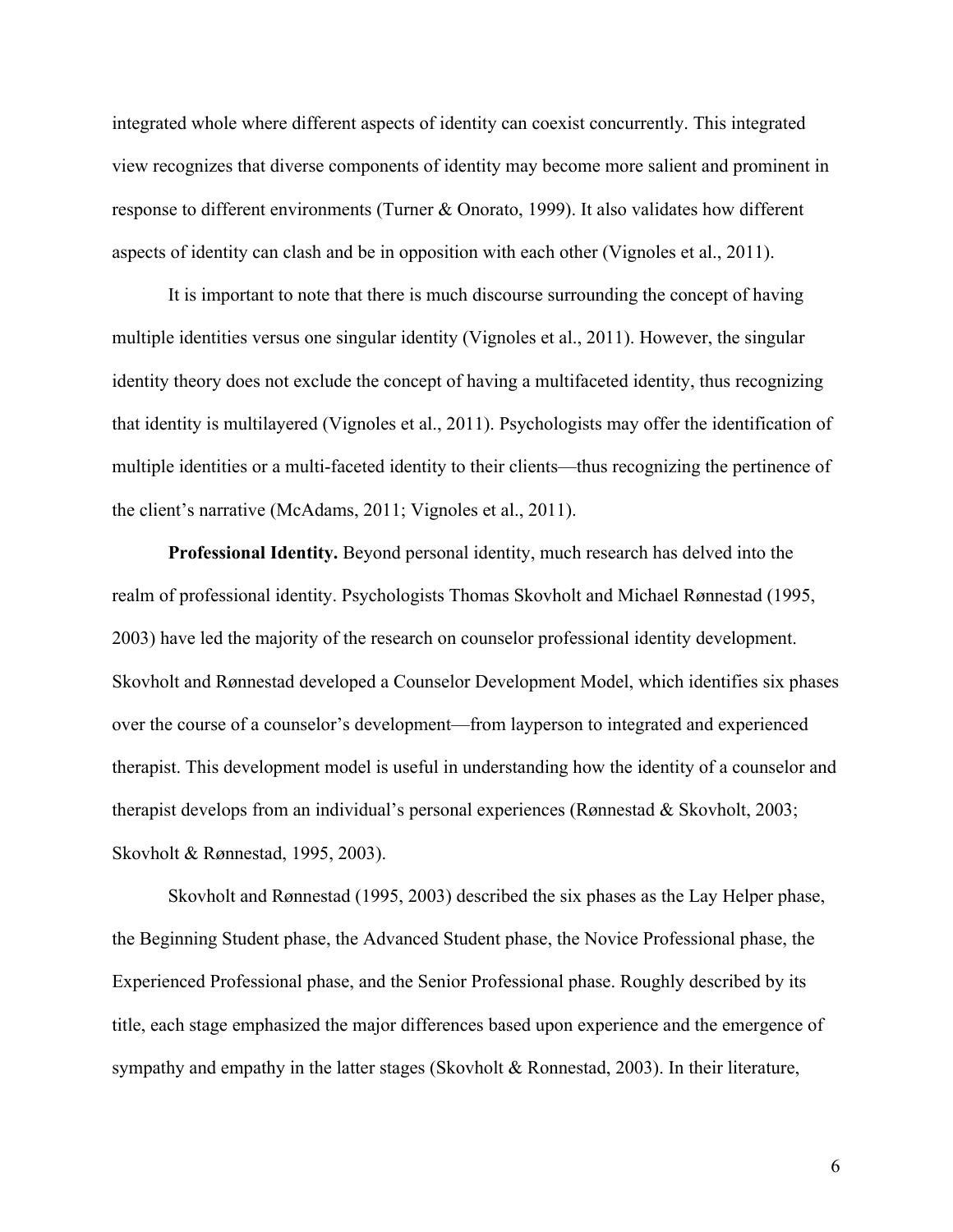integrated whole where different aspects of identity can coexist concurrently. This integrated view recognizes that diverse components of identity may become more salient and prominent in response to different environments (Turner & Onorato, 1999). It also validates how different aspects of identity can clash and be in opposition with each other (Vignoles et al., 2011).

It is important to note that there is much discourse surrounding the concept of having multiple identities versus one singular identity (Vignoles et al., 2011). However, the singular identity theory does not exclude the concept of having a multifaceted identity, thus recognizing that identity is multilayered (Vignoles et al., 2011). Psychologists may offer the identification of multiple identities or a multi-faceted identity to their clients—thus recognizing the pertinence of the client's narrative (McAdams, 2011; Vignoles et al., 2011).

**Professional Identity.** Beyond personal identity, much research has delved into the realm of professional identity. Psychologists Thomas Skovholt and Michael Rønnestad (1995, 2003) have led the majority of the research on counselor professional identity development. Skovholt and Rønnestad developed a Counselor Development Model, which identifies six phases over the course of a counselor's development—from layperson to integrated and experienced therapist. This development model is useful in understanding how the identity of a counselor and therapist develops from an individual's personal experiences (Rønnestad & Skovholt, 2003; Skovholt & Rønnestad, 1995, 2003).

Skovholt and Rønnestad (1995, 2003) described the six phases as the Lay Helper phase, the Beginning Student phase, the Advanced Student phase, the Novice Professional phase, the Experienced Professional phase, and the Senior Professional phase. Roughly described by its title, each stage emphasized the major differences based upon experience and the emergence of sympathy and empathy in the latter stages (Skovholt & Ronnestad, 2003). In their literature,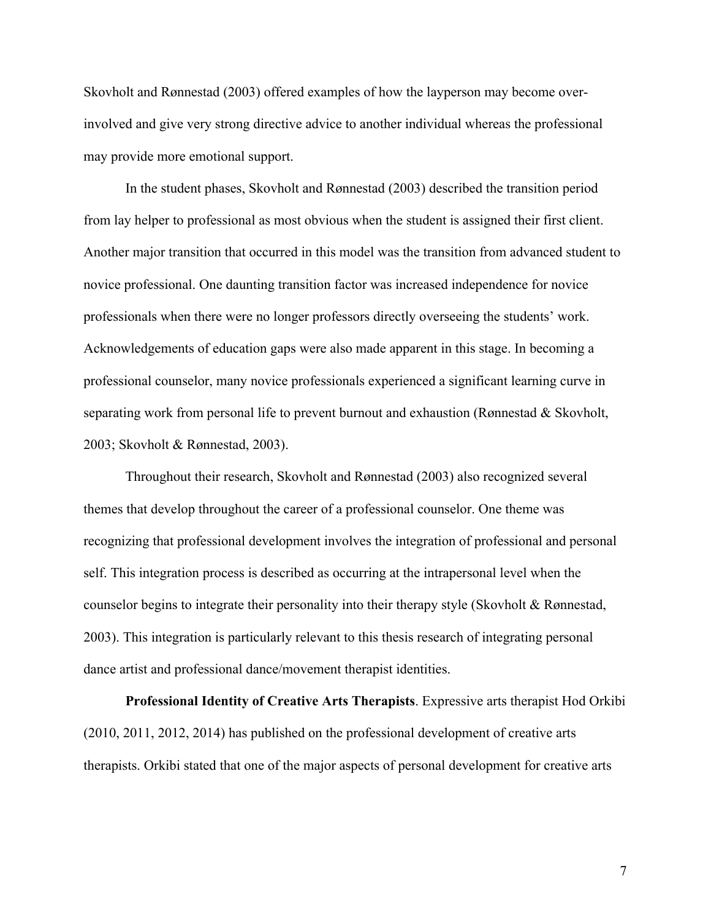Skovholt and Rønnestad (2003) offered examples of how the layperson may become over-involved and give very strong directive advice to another individual whereas the professional may provide more emotional support.

In the student phases, Skovholt and Rønnestad (2003) described the transition period from lay helper to professional as most obvious when the student is assigned their first client. Another major transition that occurred in this model was the transition from advanced student to novice professional. One daunting transition factor was increased independence for novice professionals when there were no longer professors directly overseeing the students' work. Acknowledgements of education gaps were also made apparent in this stage. In becoming a professional counselor, many novice professionals experienced a significant learning curve in separating work from personal life to prevent burnout and exhaustion (Rønnestad & Skovholt, 2003; Skovholt & Rønnestad, 2003).

Throughout their research, Skovholt and Rønnestad (2003) also recognized several themes that develop throughout the career of a professional counselor. One theme was recognizing that professional development involves the integration of professional and personal self. This integration process is described as occurring at the intrapersonal level when the counselor begins to integrate their personality into their therapy style (Skovholt & Rønnestad, 2003). This integration is particularly relevant to this thesis research of integrating personal dance artist and professional dance/movement therapist identities.

**Professional Identity of Creative Arts Therapists**. Expressive arts therapist Hod Orkibi (2010, 2011, 2012, 2014) has published on the professional development of creative arts therapists. Orkibi stated that one of the major aspects of personal development for creative arts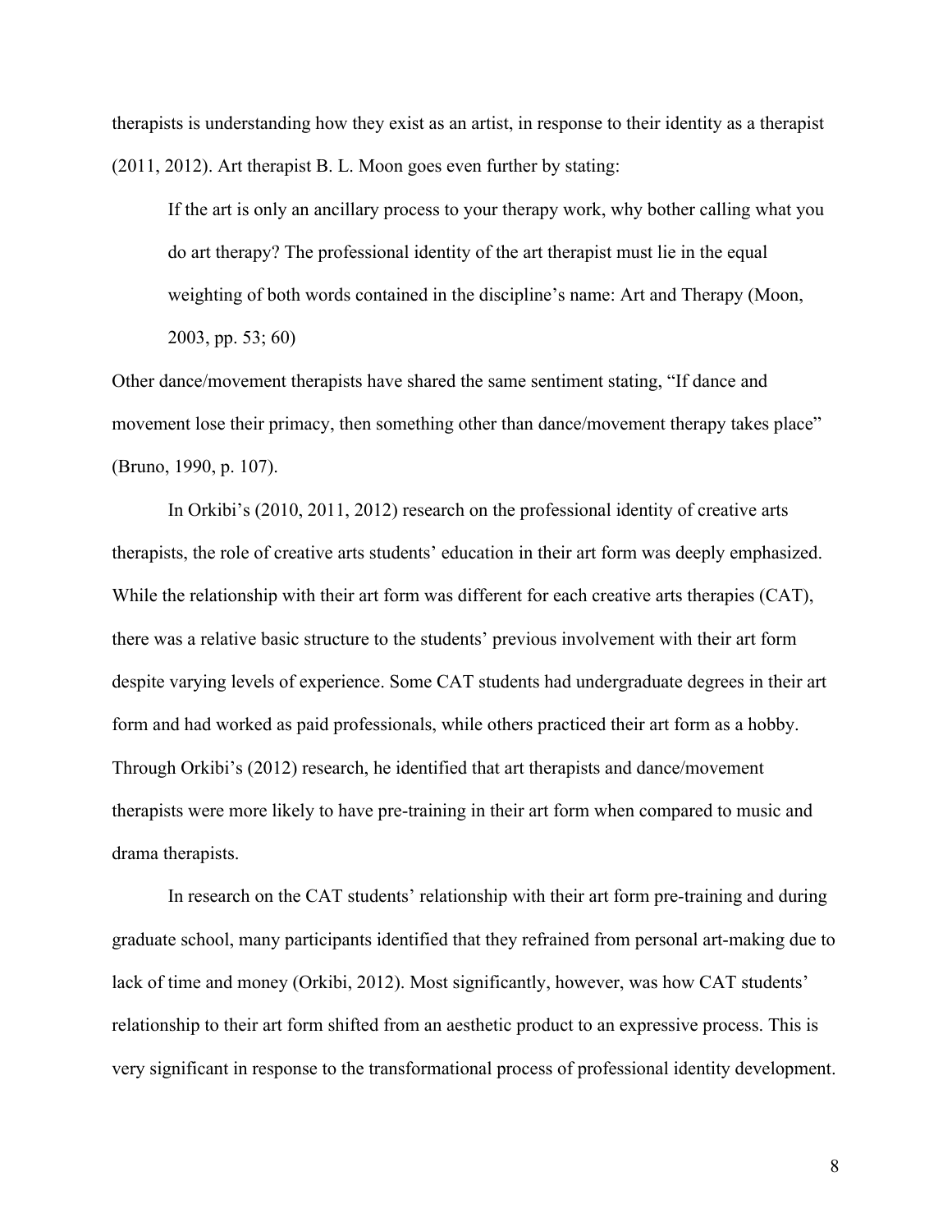therapists is understanding how they exist as an artist, in response to their identity as a therapist (2011, 2012). Art therapist B. L. Moon goes even further by stating:

> If the art is only an ancillary process to your therapy work, why bother calling what you do art therapy? The professional identity of the art therapist must lie in the equal weighting of both words contained in the discipline's name: Art and Therapy (Moon, 2003, pp. 53; 60)

Other dance/movement therapists have shared the same sentiment stating, "If dance and movement lose their primacy, then something other than dance/movement therapy takes place" (Bruno, 1990, p. 107).

In Orkibi's (2010, 2011, 2012) research on the professional identity of creative arts therapists, the role of creative arts students' education in their art form was deeply emphasized. While the relationship with their art form was different for each creative arts therapies (CAT), there was a relative basic structure to the students' previous involvement with their art form despite varying levels of experience. Some CAT students had undergraduate degrees in their art form and had worked as paid professionals, while others practiced their art form as a hobby. Through Orkibi's (2012) research, he identified that art therapists and dance/movement therapists were more likely to have pre-training in their art form when compared to music and drama therapists.

In research on the CAT students' relationship with their art form pre-training and during graduate school, many participants identified that they refrained from personal art-making due to lack of time and money (Orkibi, 2012). Most significantly, however, was how CAT students' relationship to their art form shifted from an aesthetic product to an expressive process. This is very significant in response to the transformational process of professional identity development.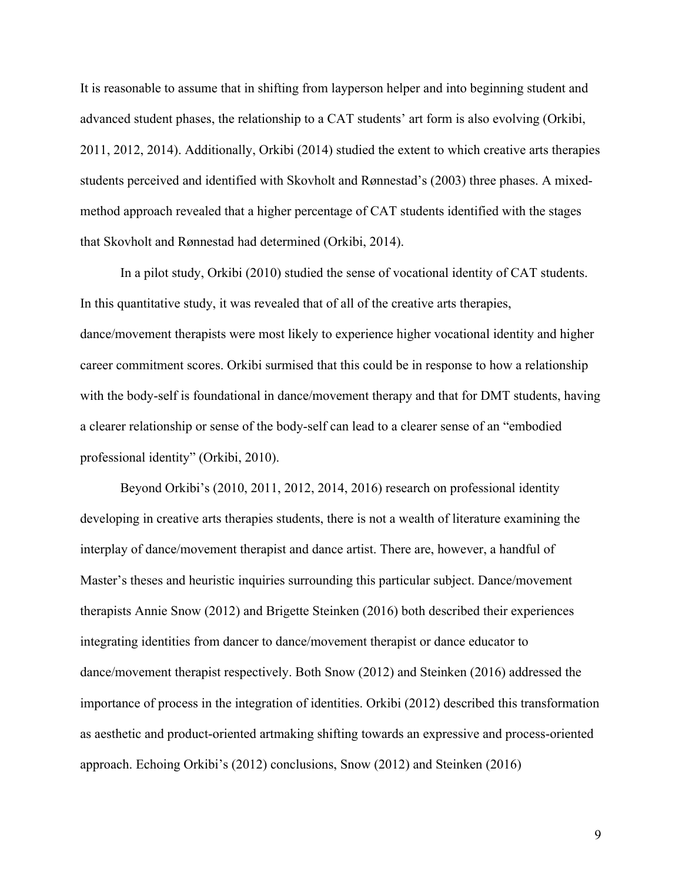It is reasonable to assume that in shifting from layperson helper and into beginning student and advanced student phases, the relationship to a CAT students' art form is also evolving (Orkibi, 2011, 2012, 2014). Additionally, Orkibi (2014) studied the extent to which creative arts therapies students perceived and identified with Skovholt and Rønnestad's (2003) three phases. A mixed-method approach revealed that a higher percentage of CAT students identified with the stages that Skovholt and Rønnestad had determined (Orkibi, 2014).

In a pilot study, Orkibi (2010) studied the sense of vocational identity of CAT students. In this quantitative study, it was revealed that of all of the creative arts therapies, dance/movement therapists were most likely to experience higher vocational identity and higher career commitment scores. Orkibi surmised that this could be in response to how a relationship with the body-self is foundational in dance/movement therapy and that for DMT students, having a clearer relationship or sense of the body-self can lead to a clearer sense of an "embodied professional identity" (Orkibi, 2010).

Beyond Orkibi's (2010, 2011, 2012, 2014, 2016) research on professional identity developing in creative arts therapies students, there is not a wealth of literature examining the interplay of dance/movement therapist and dance artist. There are, however, a handful of Master's theses and heuristic inquiries surrounding this particular subject. Dance/movement therapists Annie Snow (2012) and Brigette Steinken (2016) both described their experiences integrating identities from dancer to dance/movement therapist or dance educator to dance/movement therapist respectively. Both Snow (2012) and Steinken (2016) addressed the importance of process in the integration of identities. Orkibi (2012) described this transformation as aesthetic and product-oriented artmaking shifting towards an expressive and process-oriented approach. Echoing Orkibi's (2012) conclusions, Snow (2012) and Steinken (2016)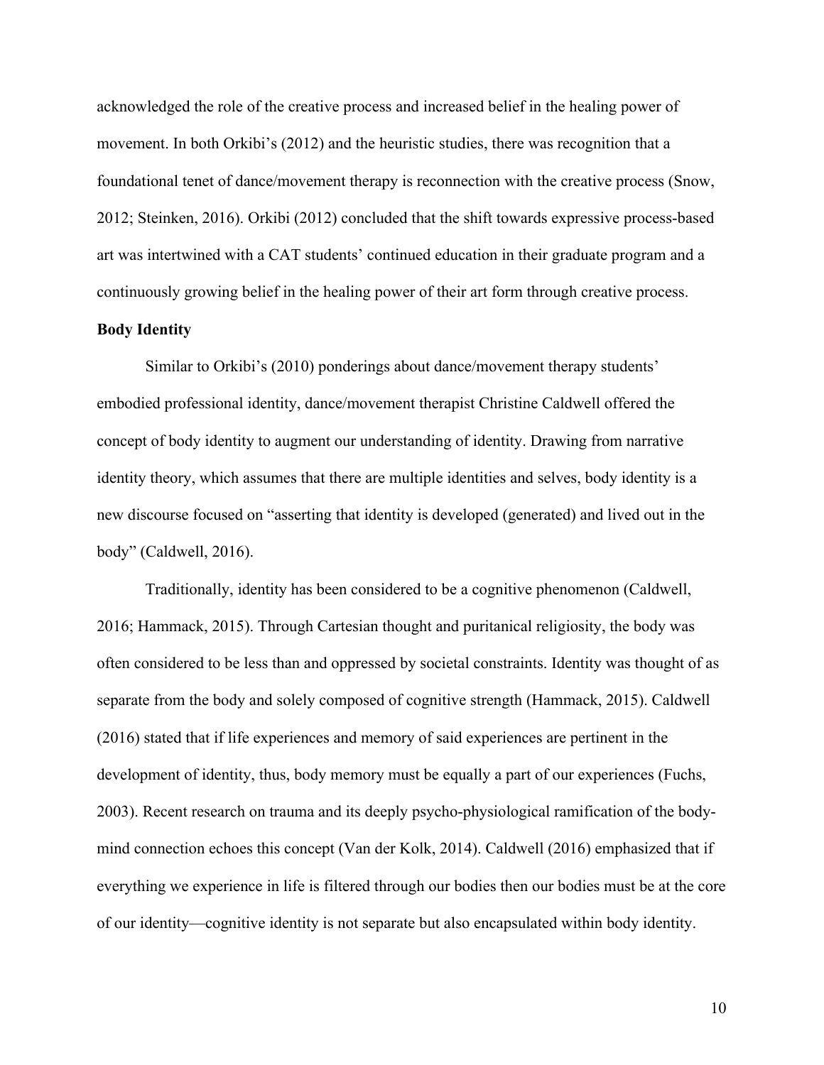acknowledged the role of the creative process and increased belief in the healing power of movement. In both Orkibi's (2012) and the heuristic studies, there was recognition that a foundational tenet of dance/movement therapy is reconnection with the creative process (Snow, 2012; Steinken, 2016). Orkibi (2012) concluded that the shift towards expressive process-based art was intertwined with a CAT students' continued education in their graduate program and a continuously growing belief in the healing power of their art form through creative process.

**Body Identity**

Similar to Orkibi's (2010) ponderings about dance/movement therapy students' embodied professional identity, dance/movement therapist Christine Caldwell offered the concept of body identity to augment our understanding of identity. Drawing from narrative identity theory, which assumes that there are multiple identities and selves, body identity is a new discourse focused on "asserting that identity is developed (generated) and lived out in the body" (Caldwell, 2016).

Traditionally, identity has been considered to be a cognitive phenomenon (Caldwell, 2016; Hammack, 2015). Through Cartesian thought and puritanical religiosity, the body was often considered to be less than and oppressed by societal constraints. Identity was thought of as separate from the body and solely composed of cognitive strength (Hammack, 2015). Caldwell (2016) stated that if life experiences and memory of said experiences are pertinent in the development of identity, thus, body memory must be equally a part of our experiences (Fuchs, 2003). Recent research on trauma and its deeply psycho-physiological ramification of the body-mind connection echoes this concept (Van der Kolk, 2014). Caldwell (2016) emphasized that if everything we experience in life is filtered through our bodies then our bodies must be at the core of our identity—cognitive identity is not separate but also encapsulated within body identity.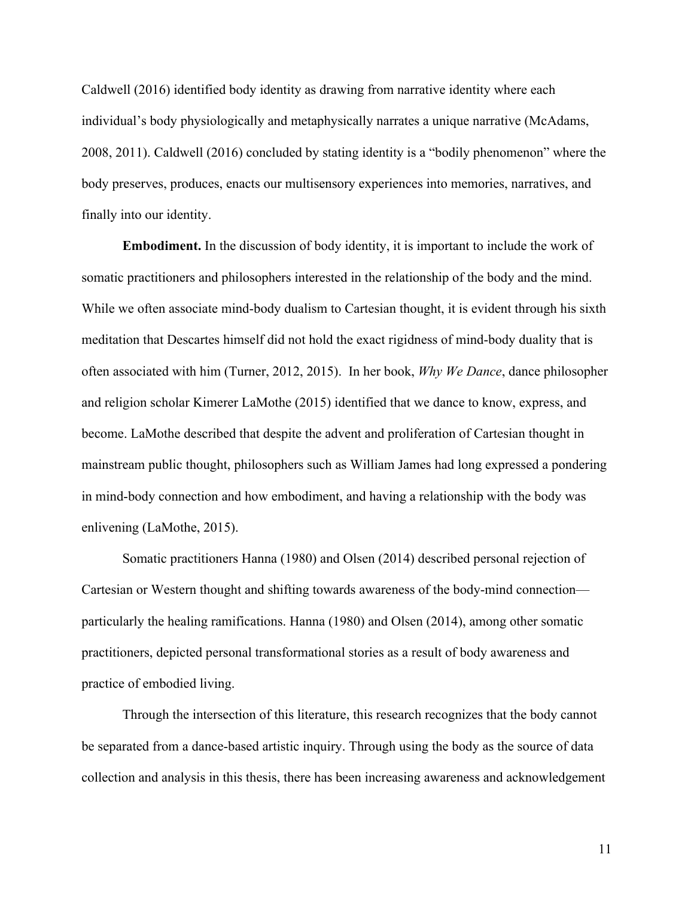Caldwell (2016) identified body identity as drawing from narrative identity where each individual's body physiologically and metaphysically narrates a unique narrative (McAdams, 2008, 2011). Caldwell (2016) concluded by stating identity is a "bodily phenomenon" where the body preserves, produces, enacts our multisensory experiences into memories, narratives, and finally into our identity.

**Embodiment.** In the discussion of body identity, it is important to include the work of somatic practitioners and philosophers interested in the relationship of the body and the mind. While we often associate mind-body dualism to Cartesian thought, it is evident through his sixth meditation that Descartes himself did not hold the exact rigidness of mind-body duality that is often associated with him (Turner, 2012, 2015). In her book, *Why We Dance*, dance philosopher and religion scholar Kimerer LaMothe (2015) identified that we dance to know, express, and become. LaMothe described that despite the advent and proliferation of Cartesian thought in mainstream public thought, philosophers such as William James had long expressed a pondering in mind-body connection and how embodiment, and having a relationship with the body was enlivening (LaMothe, 2015).

Somatic practitioners Hanna (1980) and Olsen (2014) described personal rejection of Cartesian or Western thought and shifting towards awareness of the body-mind connection—particularly the healing ramifications. Hanna (1980) and Olsen (2014), among other somatic practitioners, depicted personal transformational stories as a result of body awareness and practice of embodied living.

Through the intersection of this literature, this research recognizes that the body cannot be separated from a dance-based artistic inquiry. Through using the body as the source of data collection and analysis in this thesis, there has been increasing awareness and acknowledgement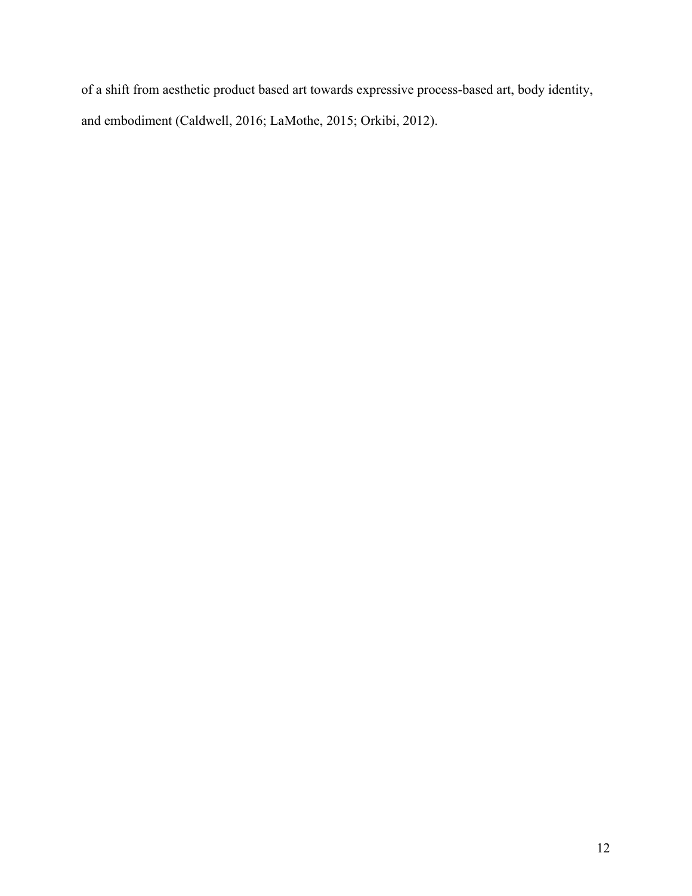of a shift from aesthetic product based art towards expressive process-based art, body identity, and embodiment (Caldwell, 2016; LaMothe, 2015; Orkibi, 2012).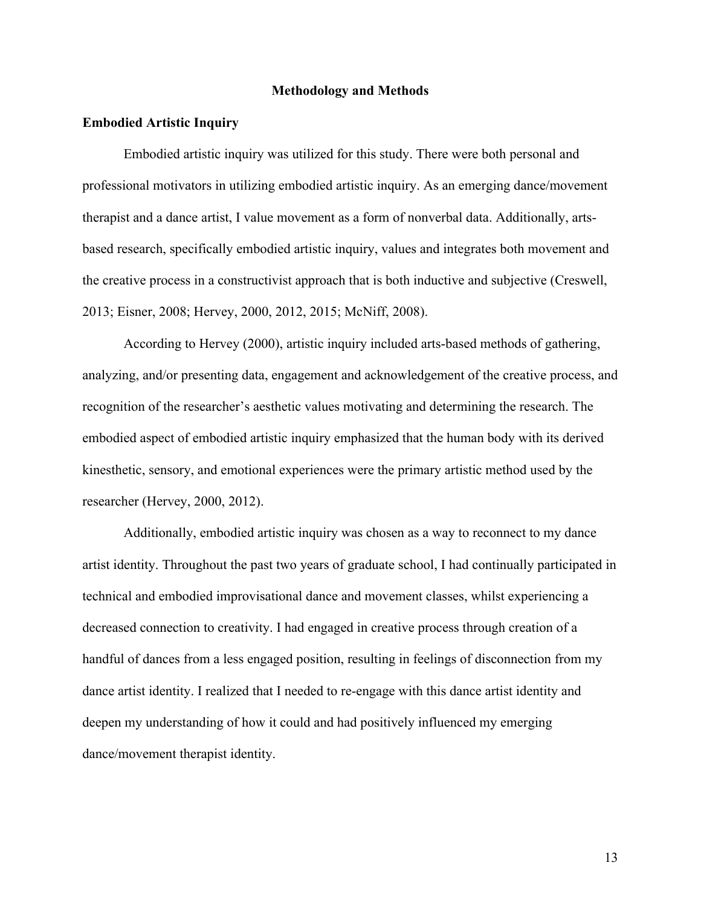# Methodology and Methods

## Embodied Artistic Inquiry

Embodied artistic inquiry was utilized for this study. There were both personal and professional motivators in utilizing embodied artistic inquiry. As an emerging dance/movement therapist and a dance artist, I value movement as a form of nonverbal data. Additionally, arts-based research, specifically embodied artistic inquiry, values and integrates both movement and the creative process in a constructivist approach that is both inductive and subjective (Creswell, 2013; Eisner, 2008; Hervey, 2000, 2012, 2015; McNiff, 2008).

According to Hervey (2000), artistic inquiry included arts-based methods of gathering, analyzing, and/or presenting data, engagement and acknowledgement of the creative process, and recognition of the researcher's aesthetic values motivating and determining the research. The embodied aspect of embodied artistic inquiry emphasized that the human body with its derived kinesthetic, sensory, and emotional experiences were the primary artistic method used by the researcher (Hervey, 2000, 2012).

Additionally, embodied artistic inquiry was chosen as a way to reconnect to my dance artist identity. Throughout the past two years of graduate school, I had continually participated in technical and embodied improvisational dance and movement classes, whilst experiencing a decreased connection to creativity. I had engaged in creative process through creation of a handful of dances from a less engaged position, resulting in feelings of disconnection from my dance artist identity. I realized that I needed to re-engage with this dance artist identity and deepen my understanding of how it could and had positively influenced my emerging dance/movement therapist identity.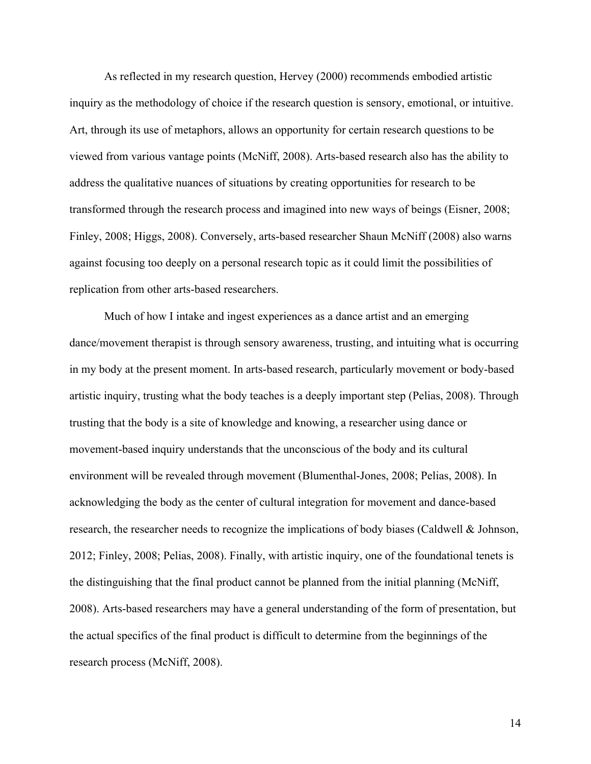As reflected in my research question, Hervey (2000) recommends embodied artistic inquiry as the methodology of choice if the research question is sensory, emotional, or intuitive. Art, through its use of metaphors, allows an opportunity for certain research questions to be viewed from various vantage points (McNiff, 2008). Arts-based research also has the ability to address the qualitative nuances of situations by creating opportunities for research to be transformed through the research process and imagined into new ways of beings (Eisner, 2008; Finley, 2008; Higgs, 2008). Conversely, arts-based researcher Shaun McNiff (2008) also warns against focusing too deeply on a personal research topic as it could limit the possibilities of replication from other arts-based researchers.

Much of how I intake and ingest experiences as a dance artist and an emerging dance/movement therapist is through sensory awareness, trusting, and intuiting what is occurring in my body at the present moment. In arts-based research, particularly movement or body-based artistic inquiry, trusting what the body teaches is a deeply important step (Pelias, 2008). Through trusting that the body is a site of knowledge and knowing, a researcher using dance or movement-based inquiry understands that the unconscious of the body and its cultural environment will be revealed through movement (Blumenthal-Jones, 2008; Pelias, 2008). In acknowledging the body as the center of cultural integration for movement and dance-based research, the researcher needs to recognize the implications of body biases (Caldwell & Johnson, 2012; Finley, 2008; Pelias, 2008). Finally, with artistic inquiry, one of the foundational tenets is the distinguishing that the final product cannot be planned from the initial planning (McNiff, 2008). Arts-based researchers may have a general understanding of the form of presentation, but the actual specifics of the final product is difficult to determine from the beginnings of the research process (McNiff, 2008).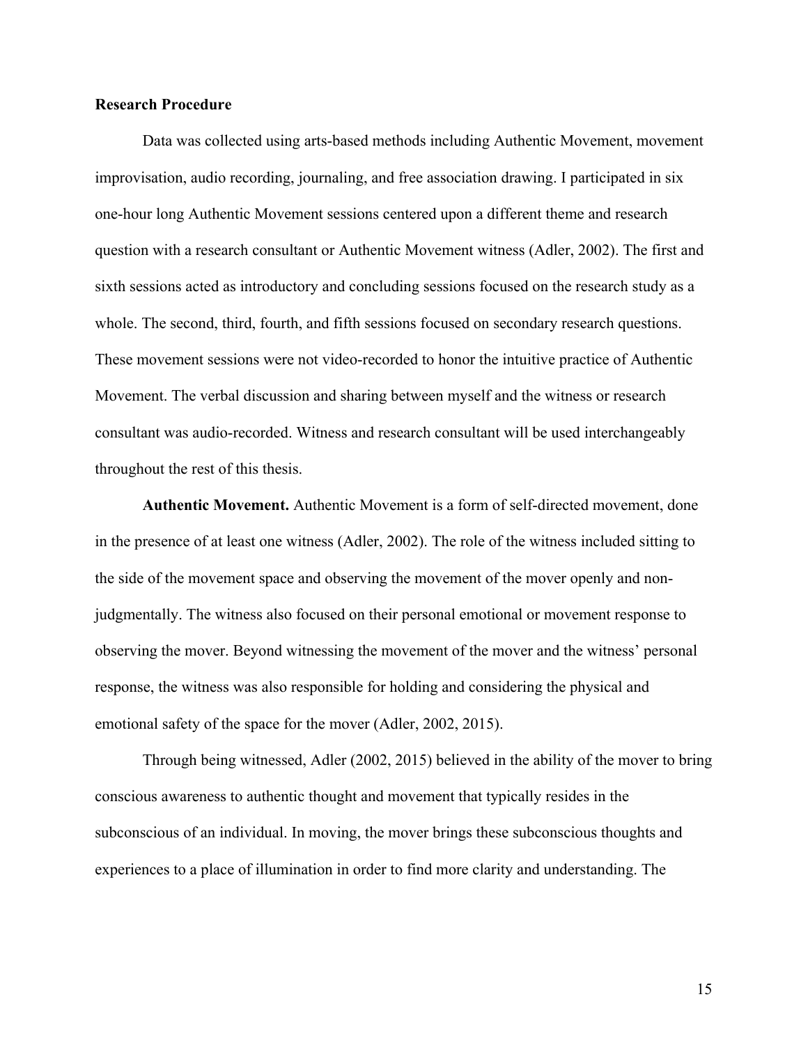**Research Procedure**

Data was collected using arts-based methods including Authentic Movement, movement improvisation, audio recording, journaling, and free association drawing. I participated in six one-hour long Authentic Movement sessions centered upon a different theme and research question with a research consultant or Authentic Movement witness (Adler, 2002). The first and sixth sessions acted as introductory and concluding sessions focused on the research study as a whole. The second, third, fourth, and fifth sessions focused on secondary research questions. These movement sessions were not video-recorded to honor the intuitive practice of Authentic Movement. The verbal discussion and sharing between myself and the witness or research consultant was audio-recorded. Witness and research consultant will be used interchangeably throughout the rest of this thesis.

**Authentic Movement.** Authentic Movement is a form of self-directed movement, done in the presence of at least one witness (Adler, 2002). The role of the witness included sitting to the side of the movement space and observing the movement of the mover openly and non-judgmentally. The witness also focused on their personal emotional or movement response to observing the mover. Beyond witnessing the movement of the mover and the witness' personal response, the witness was also responsible for holding and considering the physical and emotional safety of the space for the mover (Adler, 2002, 2015).

Through being witnessed, Adler (2002, 2015) believed in the ability of the mover to bring conscious awareness to authentic thought and movement that typically resides in the subconscious of an individual. In moving, the mover brings these subconscious thoughts and experiences to a place of illumination in order to find more clarity and understanding. The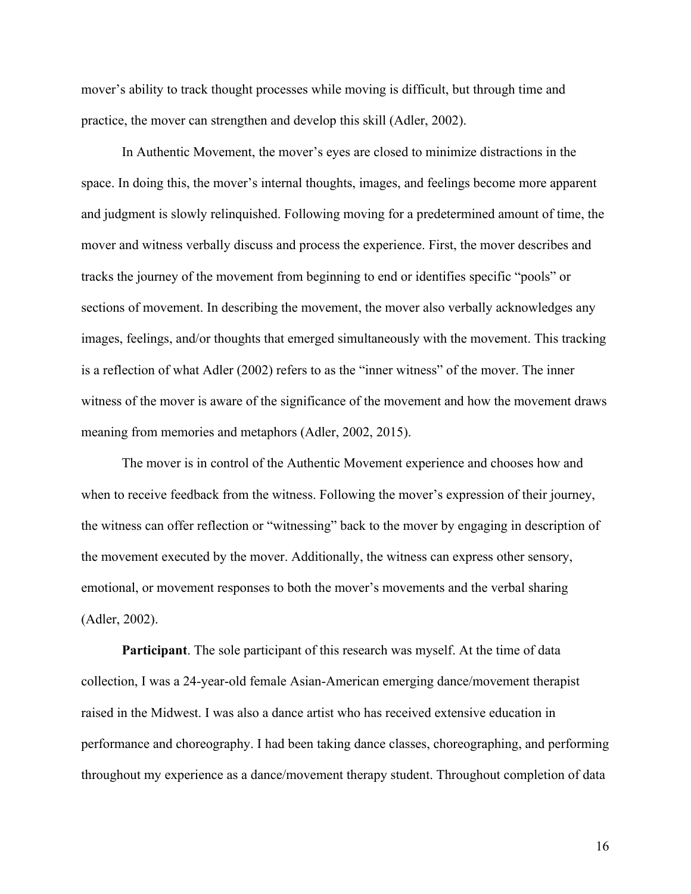mover's ability to track thought processes while moving is difficult, but through time and practice, the mover can strengthen and develop this skill (Adler, 2002).

In Authentic Movement, the mover's eyes are closed to minimize distractions in the space. In doing this, the mover's internal thoughts, images, and feelings become more apparent and judgment is slowly relinquished. Following moving for a predetermined amount of time, the mover and witness verbally discuss and process the experience. First, the mover describes and tracks the journey of the movement from beginning to end or identifies specific "pools" or sections of movement. In describing the movement, the mover also verbally acknowledges any images, feelings, and/or thoughts that emerged simultaneously with the movement. This tracking is a reflection of what Adler (2002) refers to as the "inner witness" of the mover. The inner witness of the mover is aware of the significance of the movement and how the movement draws meaning from memories and metaphors (Adler, 2002, 2015).

The mover is in control of the Authentic Movement experience and chooses how and when to receive feedback from the witness. Following the mover's expression of their journey, the witness can offer reflection or "witnessing" back to the mover by engaging in description of the movement executed by the mover. Additionally, the witness can express other sensory, emotional, or movement responses to both the mover's movements and the verbal sharing (Adler, 2002).

**Participant**. The sole participant of this research was myself. At the time of data collection, I was a 24-year-old female Asian-American emerging dance/movement therapist raised in the Midwest. I was also a dance artist who has received extensive education in performance and choreography. I had been taking dance classes, choreographing, and performing throughout my experience as a dance/movement therapy student. Throughout completion of data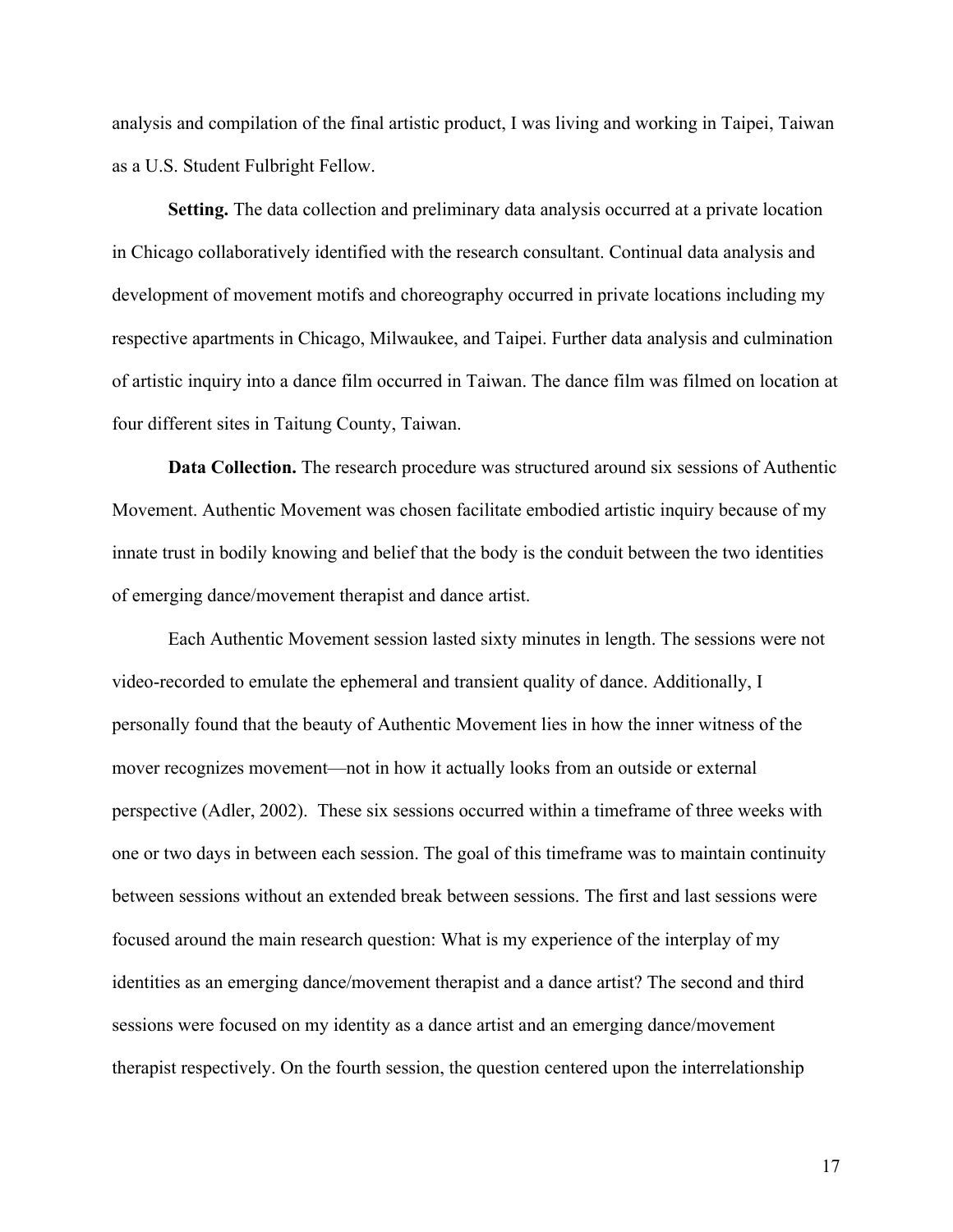analysis and compilation of the final artistic product, I was living and working in Taipei, Taiwan as a U.S. Student Fulbright Fellow.

**Setting.** The data collection and preliminary data analysis occurred at a private location in Chicago collaboratively identified with the research consultant. Continual data analysis and development of movement motifs and choreography occurred in private locations including my respective apartments in Chicago, Milwaukee, and Taipei. Further data analysis and culmination of artistic inquiry into a dance film occurred in Taiwan. The dance film was filmed on location at four different sites in Taitung County, Taiwan.

**Data Collection.** The research procedure was structured around six sessions of Authentic Movement. Authentic Movement was chosen facilitate embodied artistic inquiry because of my innate trust in bodily knowing and belief that the body is the conduit between the two identities of emerging dance/movement therapist and dance artist.

Each Authentic Movement session lasted sixty minutes in length. The sessions were not video-recorded to emulate the ephemeral and transient quality of dance. Additionally, I personally found that the beauty of Authentic Movement lies in how the inner witness of the mover recognizes movement—not in how it actually looks from an outside or external perspective (Adler, 2002). These six sessions occurred within a timeframe of three weeks with one or two days in between each session. The goal of this timeframe was to maintain continuity between sessions without an extended break between sessions. The first and last sessions were focused around the main research question: What is my experience of the interplay of my identities as an emerging dance/movement therapist and a dance artist? The second and third sessions were focused on my identity as a dance artist and an emerging dance/movement therapist respectively. On the fourth session, the question centered upon the interrelationship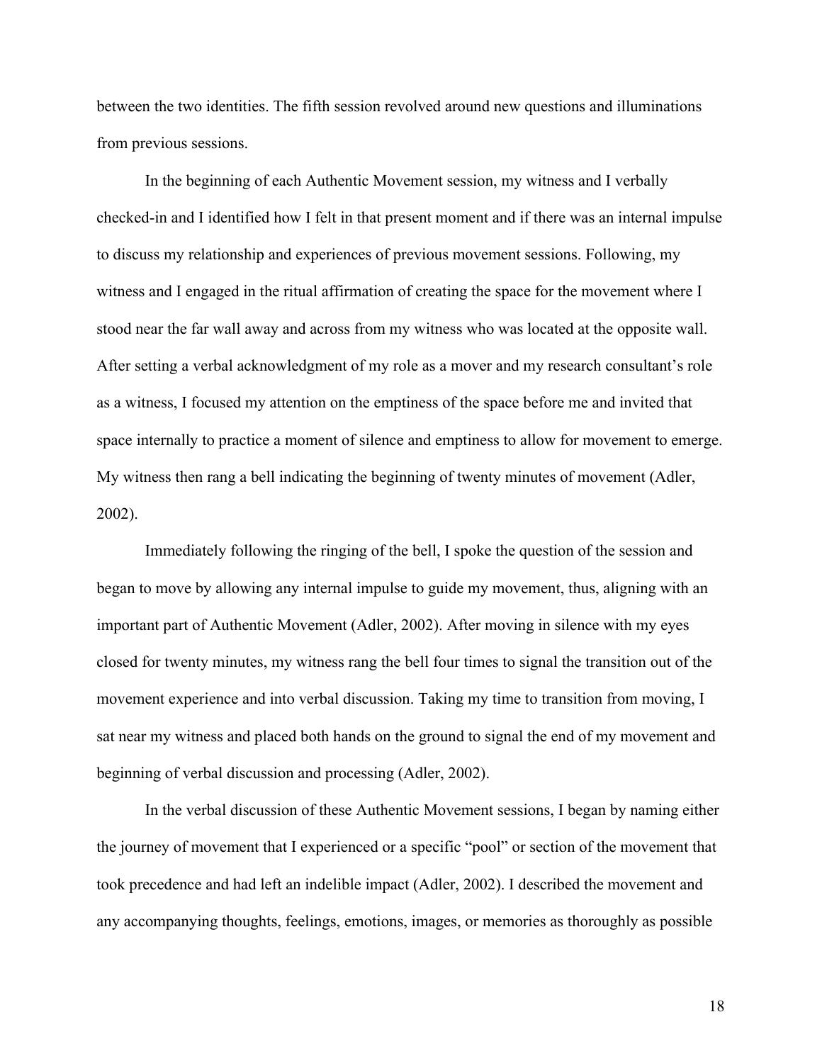between the two identities. The fifth session revolved around new questions and illuminations from previous sessions.

In the beginning of each Authentic Movement session, my witness and I verbally checked-in and I identified how I felt in that present moment and if there was an internal impulse to discuss my relationship and experiences of previous movement sessions. Following, my witness and I engaged in the ritual affirmation of creating the space for the movement where I stood near the far wall away and across from my witness who was located at the opposite wall. After setting a verbal acknowledgment of my role as a mover and my research consultant's role as a witness, I focused my attention on the emptiness of the space before me and invited that space internally to practice a moment of silence and emptiness to allow for movement to emerge. My witness then rang a bell indicating the beginning of twenty minutes of movement (Adler, 2002).

Immediately following the ringing of the bell, I spoke the question of the session and began to move by allowing any internal impulse to guide my movement, thus, aligning with an important part of Authentic Movement (Adler, 2002). After moving in silence with my eyes closed for twenty minutes, my witness rang the bell four times to signal the transition out of the movement experience and into verbal discussion. Taking my time to transition from moving, I sat near my witness and placed both hands on the ground to signal the end of my movement and beginning of verbal discussion and processing (Adler, 2002).

In the verbal discussion of these Authentic Movement sessions, I began by naming either the journey of movement that I experienced or a specific "pool" or section of the movement that took precedence and had left an indelible impact (Adler, 2002). I described the movement and any accompanying thoughts, feelings, emotions, images, or memories as thoroughly as possible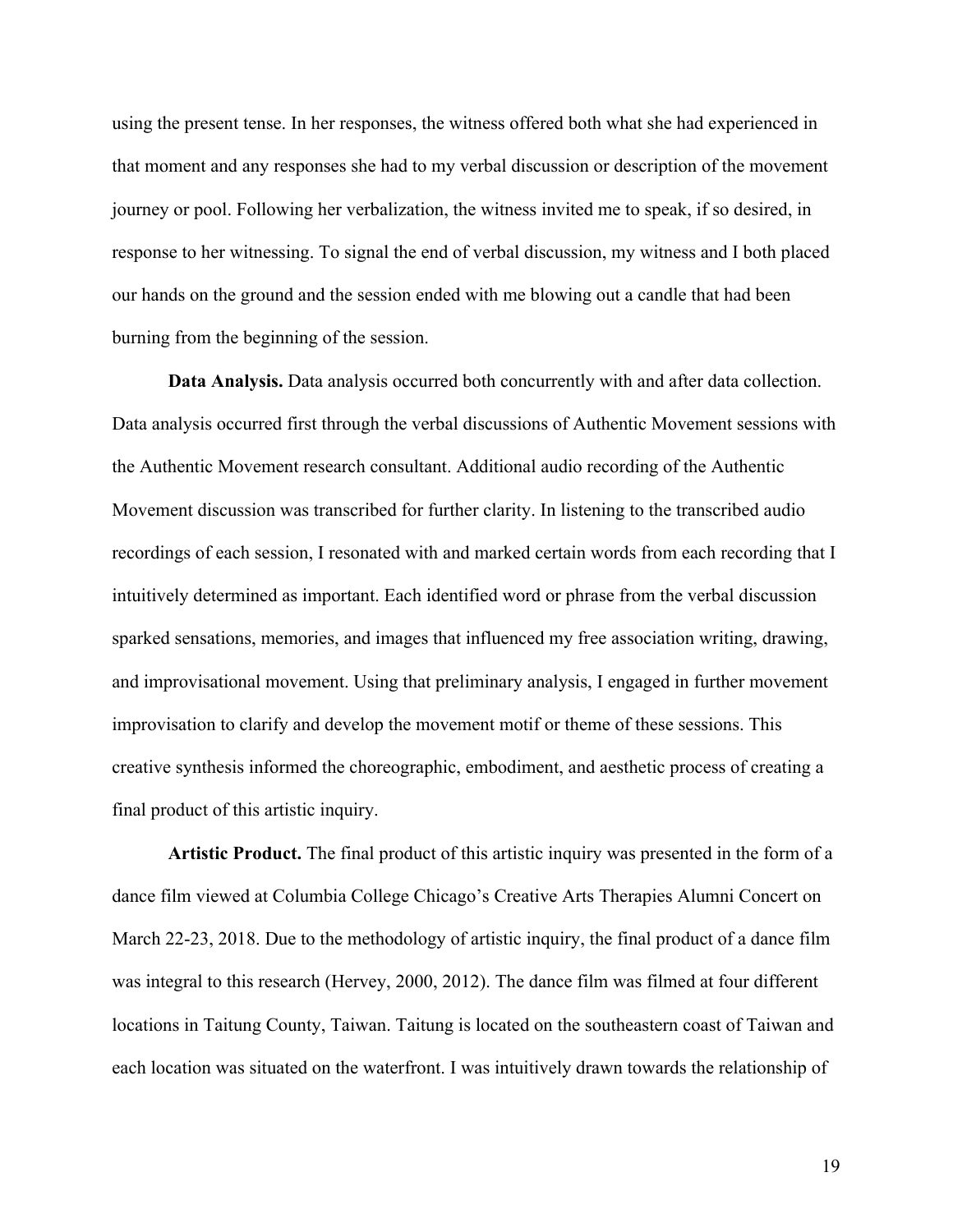using the present tense. In her responses, the witness offered both what she had experienced in that moment and any responses she had to my verbal discussion or description of the movement journey or pool. Following her verbalization, the witness invited me to speak, if so desired, in response to her witnessing. To signal the end of verbal discussion, my witness and I both placed our hands on the ground and the session ended with me blowing out a candle that had been burning from the beginning of the session.

**Data Analysis.** Data analysis occurred both concurrently with and after data collection. Data analysis occurred first through the verbal discussions of Authentic Movement sessions with the Authentic Movement research consultant. Additional audio recording of the Authentic Movement discussion was transcribed for further clarity. In listening to the transcribed audio recordings of each session, I resonated with and marked certain words from each recording that I intuitively determined as important. Each identified word or phrase from the verbal discussion sparked sensations, memories, and images that influenced my free association writing, drawing, and improvisational movement. Using that preliminary analysis, I engaged in further movement improvisation to clarify and develop the movement motif or theme of these sessions. This creative synthesis informed the choreographic, embodiment, and aesthetic process of creating a final product of this artistic inquiry.

**Artistic Product.** The final product of this artistic inquiry was presented in the form of a dance film viewed at Columbia College Chicago's Creative Arts Therapies Alumni Concert on March 22-23, 2018. Due to the methodology of artistic inquiry, the final product of a dance film was integral to this research (Hervey, 2000, 2012). The dance film was filmed at four different locations in Taitung County, Taiwan. Taitung is located on the southeastern coast of Taiwan and each location was situated on the waterfront. I was intuitively drawn towards the relationship of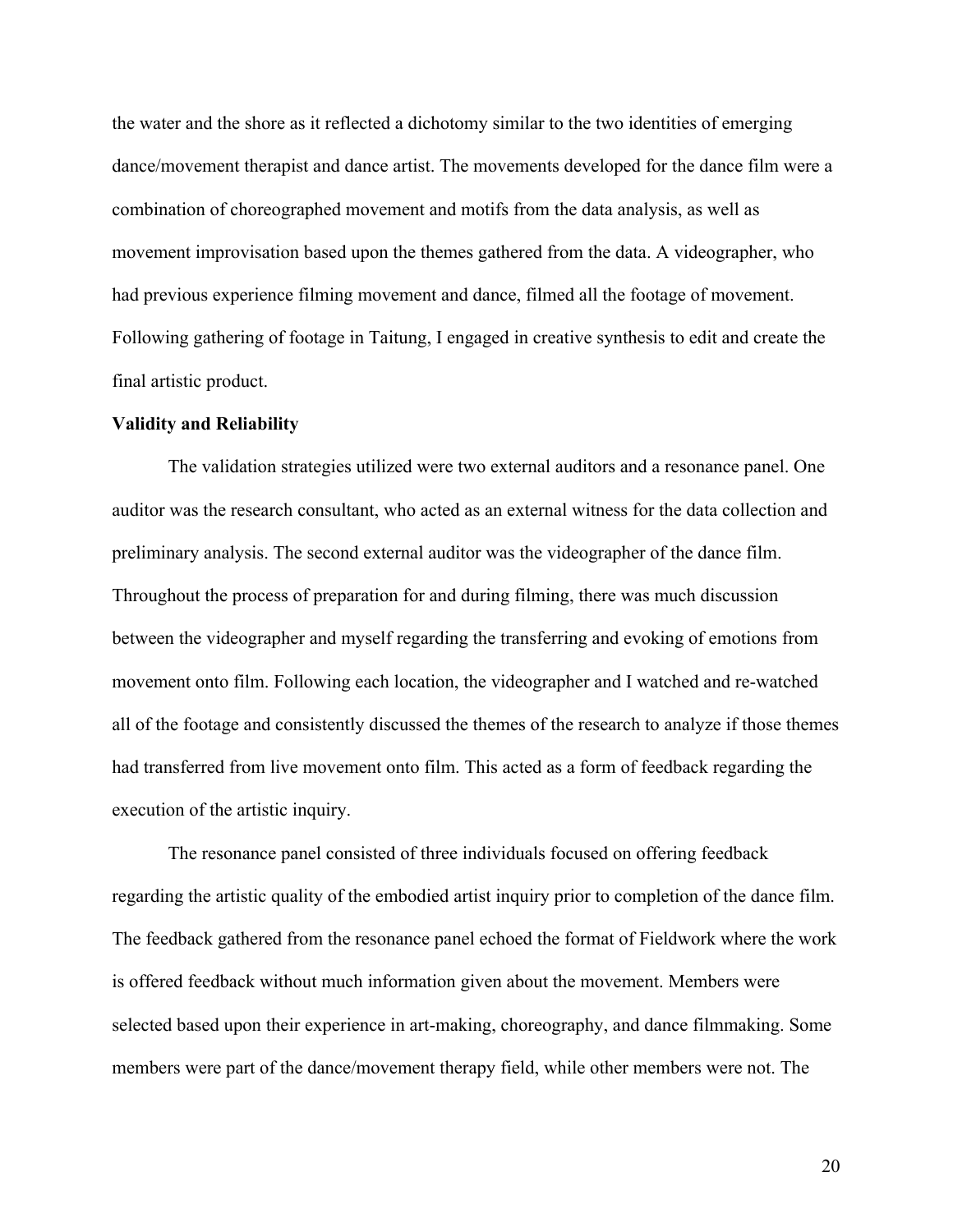the water and the shore as it reflected a dichotomy similar to the two identities of emerging dance/movement therapist and dance artist. The movements developed for the dance film were a combination of choreographed movement and motifs from the data analysis, as well as movement improvisation based upon the themes gathered from the data. A videographer, who had previous experience filming movement and dance, filmed all the footage of movement. Following gathering of footage in Taitung, I engaged in creative synthesis to edit and create the final artistic product.

**Validity and Reliability**

The validation strategies utilized were two external auditors and a resonance panel. One auditor was the research consultant, who acted as an external witness for the data collection and preliminary analysis. The second external auditor was the videographer of the dance film. Throughout the process of preparation for and during filming, there was much discussion between the videographer and myself regarding the transferring and evoking of emotions from movement onto film. Following each location, the videographer and I watched and re-watched all of the footage and consistently discussed the themes of the research to analyze if those themes had transferred from live movement onto film. This acted as a form of feedback regarding the execution of the artistic inquiry.

The resonance panel consisted of three individuals focused on offering feedback regarding the artistic quality of the embodied artist inquiry prior to completion of the dance film. The feedback gathered from the resonance panel echoed the format of Fieldwork where the work is offered feedback without much information given about the movement. Members were selected based upon their experience in art-making, choreography, and dance filmmaking. Some members were part of the dance/movement therapy field, while other members were not. The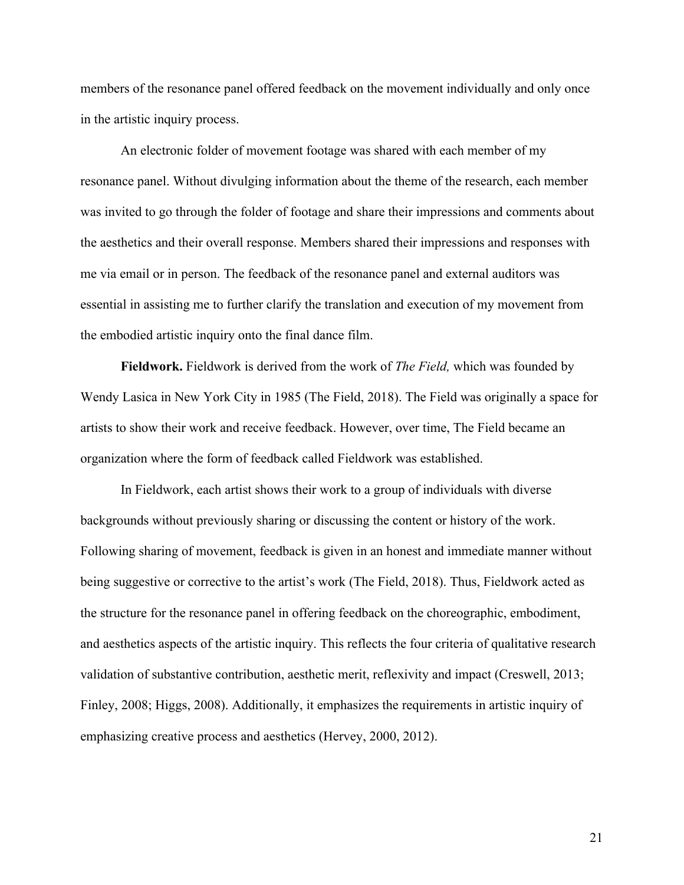members of the resonance panel offered feedback on the movement individually and only once in the artistic inquiry process.

An electronic folder of movement footage was shared with each member of my resonance panel. Without divulging information about the theme of the research, each member was invited to go through the folder of footage and share their impressions and comments about the aesthetics and their overall response. Members shared their impressions and responses with me via email or in person. The feedback of the resonance panel and external auditors was essential in assisting me to further clarify the translation and execution of my movement from the embodied artistic inquiry onto the final dance film.

**Fieldwork.** Fieldwork is derived from the work of *The Field,* which was founded by Wendy Lasica in New York City in 1985 (The Field, 2018). The Field was originally a space for artists to show their work and receive feedback. However, over time, The Field became an organization where the form of feedback called Fieldwork was established.

In Fieldwork, each artist shows their work to a group of individuals with diverse backgrounds without previously sharing or discussing the content or history of the work. Following sharing of movement, feedback is given in an honest and immediate manner without being suggestive or corrective to the artist's work (The Field, 2018). Thus, Fieldwork acted as the structure for the resonance panel in offering feedback on the choreographic, embodiment, and aesthetics aspects of the artistic inquiry. This reflects the four criteria of qualitative research validation of substantive contribution, aesthetic merit, reflexivity and impact (Creswell, 2013; Finley, 2008; Higgs, 2008). Additionally, it emphasizes the requirements in artistic inquiry of emphasizing creative process and aesthetics (Hervey, 2000, 2012).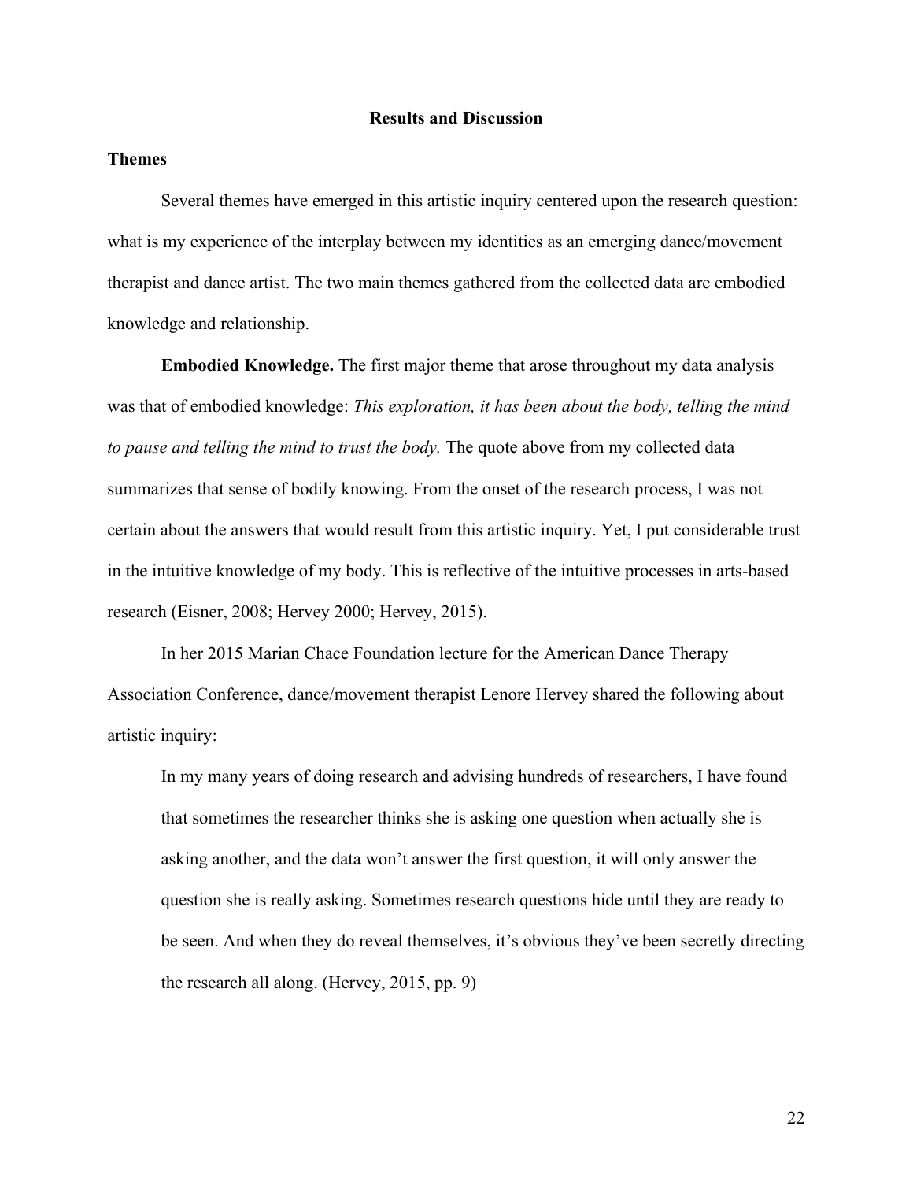## Results and Discussion

### Themes

Several themes have emerged in this artistic inquiry centered upon the research question: what is my experience of the interplay between my identities as an emerging dance/movement therapist and dance artist. The two main themes gathered from the collected data are embodied knowledge and relationship.

**Embodied Knowledge.** The first major theme that arose throughout my data analysis was that of embodied knowledge: *This exploration, it has been about the body, telling the mind to pause and telling the mind to trust the body.* The quote above from my collected data summarizes that sense of bodily knowing. From the onset of the research process, I was not certain about the answers that would result from this artistic inquiry. Yet, I put considerable trust in the intuitive knowledge of my body. This is reflective of the intuitive processes in arts-based research (Eisner, 2008; Hervey 2000; Hervey, 2015).

In her 2015 Marian Chace Foundation lecture for the American Dance Therapy Association Conference, dance/movement therapist Lenore Hervey shared the following about artistic inquiry:

> In my many years of doing research and advising hundreds of researchers, I have found that sometimes the researcher thinks she is asking one question when actually she is asking another, and the data won't answer the first question, it will only answer the question she is really asking. Sometimes research questions hide until they are ready to be seen. And when they do reveal themselves, it's obvious they've been secretly directing the research all along. (Hervey, 2015, pp. 9)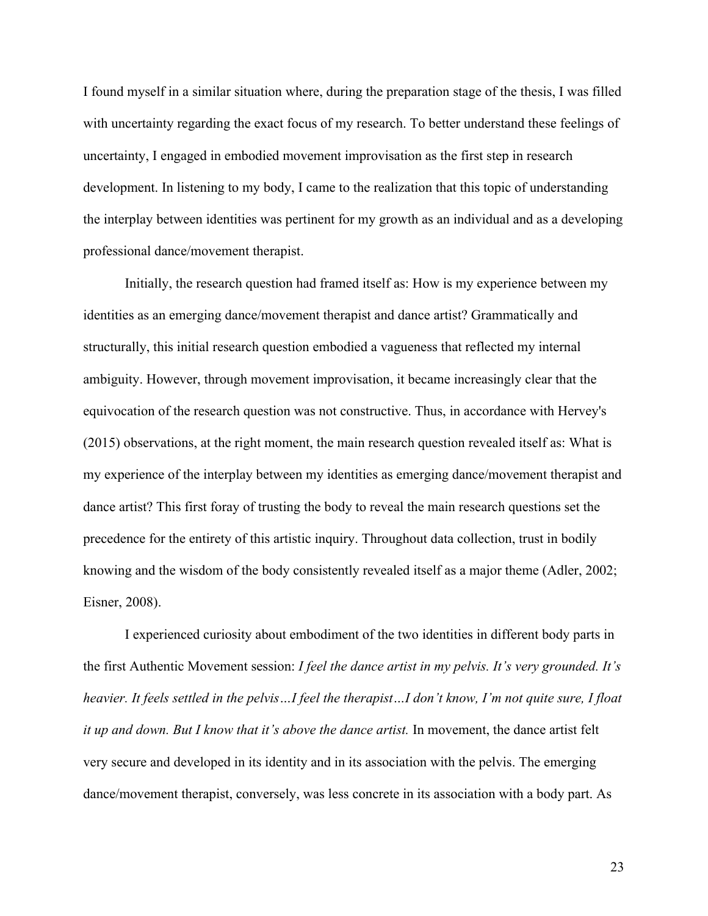I found myself in a similar situation where, during the preparation stage of the thesis, I was filled with uncertainty regarding the exact focus of my research. To better understand these feelings of uncertainty, I engaged in embodied movement improvisation as the first step in research development. In listening to my body, I came to the realization that this topic of understanding the interplay between identities was pertinent for my growth as an individual and as a developing professional dance/movement therapist.

Initially, the research question had framed itself as: How is my experience between my identities as an emerging dance/movement therapist and dance artist? Grammatically and structurally, this initial research question embodied a vagueness that reflected my internal ambiguity. However, through movement improvisation, it became increasingly clear that the equivocation of the research question was not constructive. Thus, in accordance with Hervey's (2015) observations, at the right moment, the main research question revealed itself as: What is my experience of the interplay between my identities as emerging dance/movement therapist and dance artist? This first foray of trusting the body to reveal the main research questions set the precedence for the entirety of this artistic inquiry. Throughout data collection, trust in bodily knowing and the wisdom of the body consistently revealed itself as a major theme (Adler, 2002; Eisner, 2008).

I experienced curiosity about embodiment of the two identities in different body parts in the first Authentic Movement session: *I feel the dance artist in my pelvis. It's very grounded. It's heavier. It feels settled in the pelvis…I feel the therapist…I don't know, I'm not quite sure, I float it up and down. But I know that it's above the dance artist.* In movement, the dance artist felt very secure and developed in its identity and in its association with the pelvis. The emerging dance/movement therapist, conversely, was less concrete in its association with a body part. As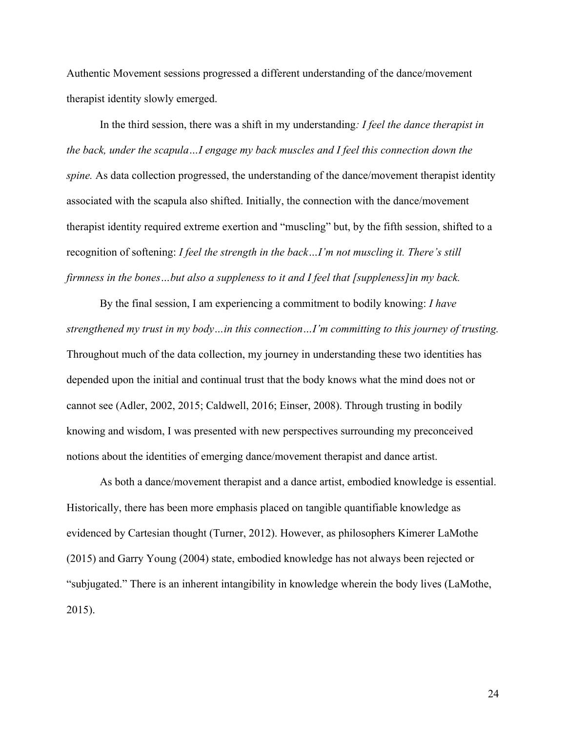Authentic Movement sessions progressed a different understanding of the dance/movement therapist identity slowly emerged.

In the third session, there was a shift in my understanding*: I feel the dance therapist in the back, under the scapula…I engage my back muscles and I feel this connection down the spine.* As data collection progressed, the understanding of the dance/movement therapist identity associated with the scapula also shifted. Initially, the connection with the dance/movement therapist identity required extreme exertion and "muscling" but, by the fifth session, shifted to a recognition of softening: *I feel the strength in the back…I'm not muscling it. There's still firmness in the bones…but also a suppleness to it and I feel that [suppleness]in my back.*

By the final session, I am experiencing a commitment to bodily knowing: *I have strengthened my trust in my body…in this connection…I'm committing to this journey of trusting.* Throughout much of the data collection, my journey in understanding these two identities has depended upon the initial and continual trust that the body knows what the mind does not or cannot see (Adler, 2002, 2015; Caldwell, 2016; Einser, 2008). Through trusting in bodily knowing and wisdom, I was presented with new perspectives surrounding my preconceived notions about the identities of emerging dance/movement therapist and dance artist.

As both a dance/movement therapist and a dance artist, embodied knowledge is essential. Historically, there has been more emphasis placed on tangible quantifiable knowledge as evidenced by Cartesian thought (Turner, 2012). However, as philosophers Kimerer LaMothe (2015) and Garry Young (2004) state, embodied knowledge has not always been rejected or "subjugated." There is an inherent intangibility in knowledge wherein the body lives (LaMothe, 2015).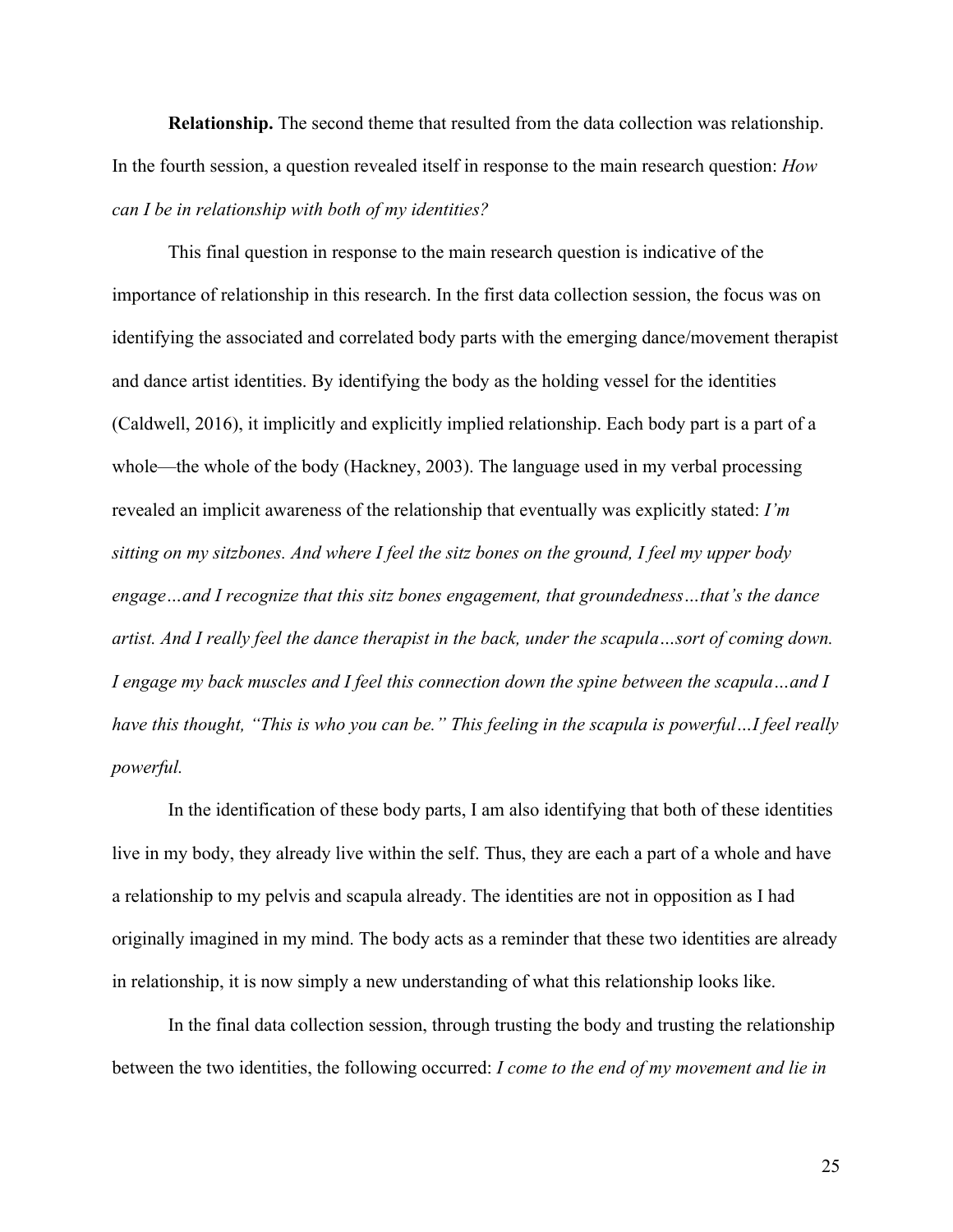**Relationship.** The second theme that resulted from the data collection was relationship. In the fourth session, a question revealed itself in response to the main research question: *How can I be in relationship with both of my identities?*

This final question in response to the main research question is indicative of the importance of relationship in this research. In the first data collection session, the focus was on identifying the associated and correlated body parts with the emerging dance/movement therapist and dance artist identities. By identifying the body as the holding vessel for the identities (Caldwell, 2016), it implicitly and explicitly implied relationship. Each body part is a part of a whole—the whole of the body (Hackney, 2003). The language used in my verbal processing revealed an implicit awareness of the relationship that eventually was explicitly stated: *I'm sitting on my sitzbones. And where I feel the sitz bones on the ground, I feel my upper body engage…and I recognize that this sitz bones engagement, that groundedness…that's the dance artist. And I really feel the dance therapist in the back, under the scapula…sort of coming down. I engage my back muscles and I feel this connection down the spine between the scapula…and I have this thought, "This is who you can be." This feeling in the scapula is powerful…I feel really powerful.*

In the identification of these body parts, I am also identifying that both of these identities live in my body, they already live within the self. Thus, they are each a part of a whole and have a relationship to my pelvis and scapula already. The identities are not in opposition as I had originally imagined in my mind. The body acts as a reminder that these two identities are already in relationship, it is now simply a new understanding of what this relationship looks like.

In the final data collection session, through trusting the body and trusting the relationship between the two identities, the following occurred: *I come to the end of my movement and lie in*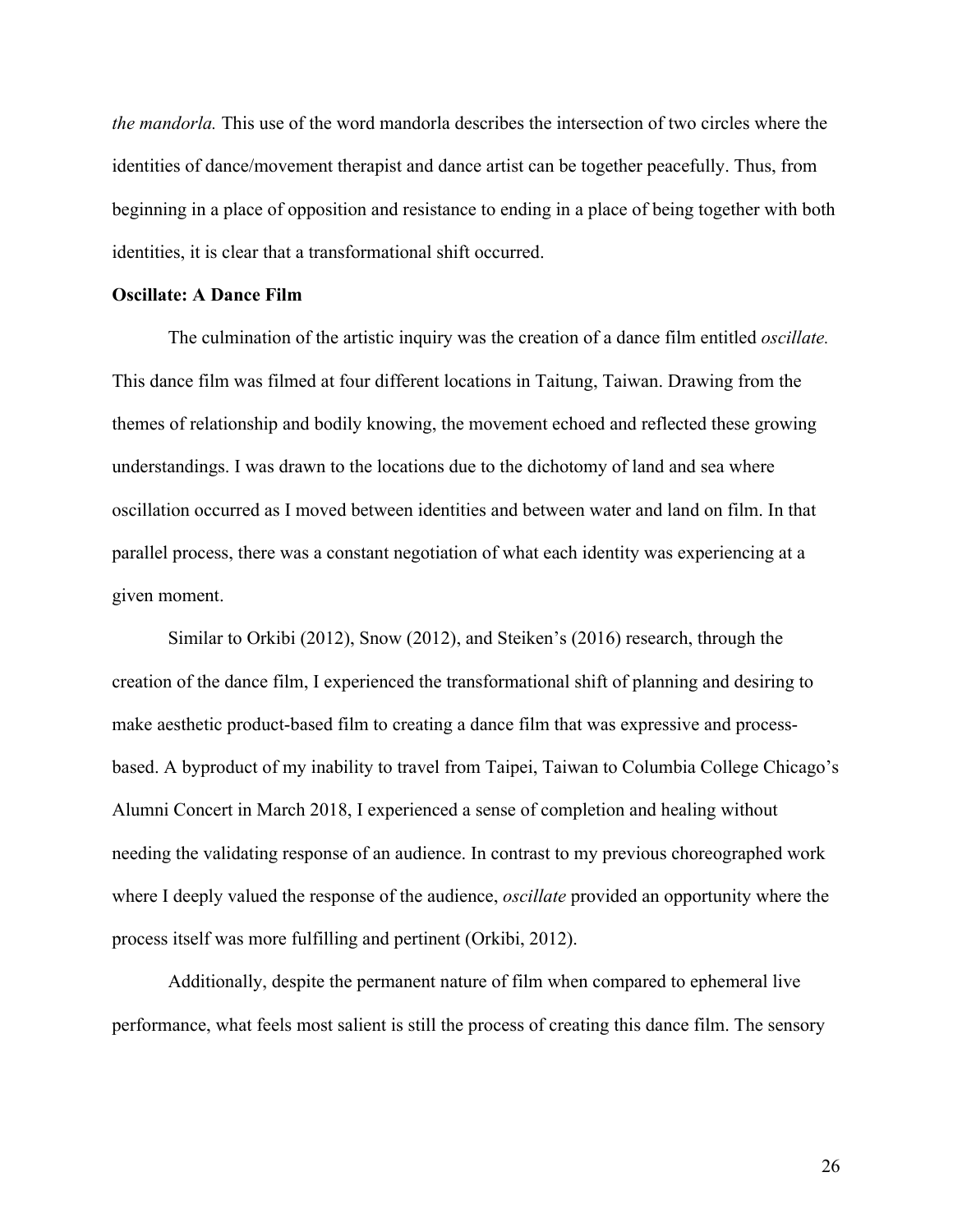*the mandorla.* This use of the word mandorla describes the intersection of two circles where the identities of dance/movement therapist and dance artist can be together peacefully. Thus, from beginning in a place of opposition and resistance to ending in a place of being together with both identities, it is clear that a transformational shift occurred.

**Oscillate: A Dance Film**

The culmination of the artistic inquiry was the creation of a dance film entitled *oscillate.* This dance film was filmed at four different locations in Taitung, Taiwan. Drawing from the themes of relationship and bodily knowing, the movement echoed and reflected these growing understandings. I was drawn to the locations due to the dichotomy of land and sea where oscillation occurred as I moved between identities and between water and land on film. In that parallel process, there was a constant negotiation of what each identity was experiencing at a given moment.

Similar to Orkibi (2012), Snow (2012), and Steiken's (2016) research, through the creation of the dance film, I experienced the transformational shift of planning and desiring to make aesthetic product-based film to creating a dance film that was expressive and process-based. A byproduct of my inability to travel from Taipei, Taiwan to Columbia College Chicago's Alumni Concert in March 2018, I experienced a sense of completion and healing without needing the validating response of an audience. In contrast to my previous choreographed work where I deeply valued the response of the audience, *oscillate* provided an opportunity where the process itself was more fulfilling and pertinent (Orkibi, 2012).

Additionally, despite the permanent nature of film when compared to ephemeral live performance, what feels most salient is still the process of creating this dance film. The sensory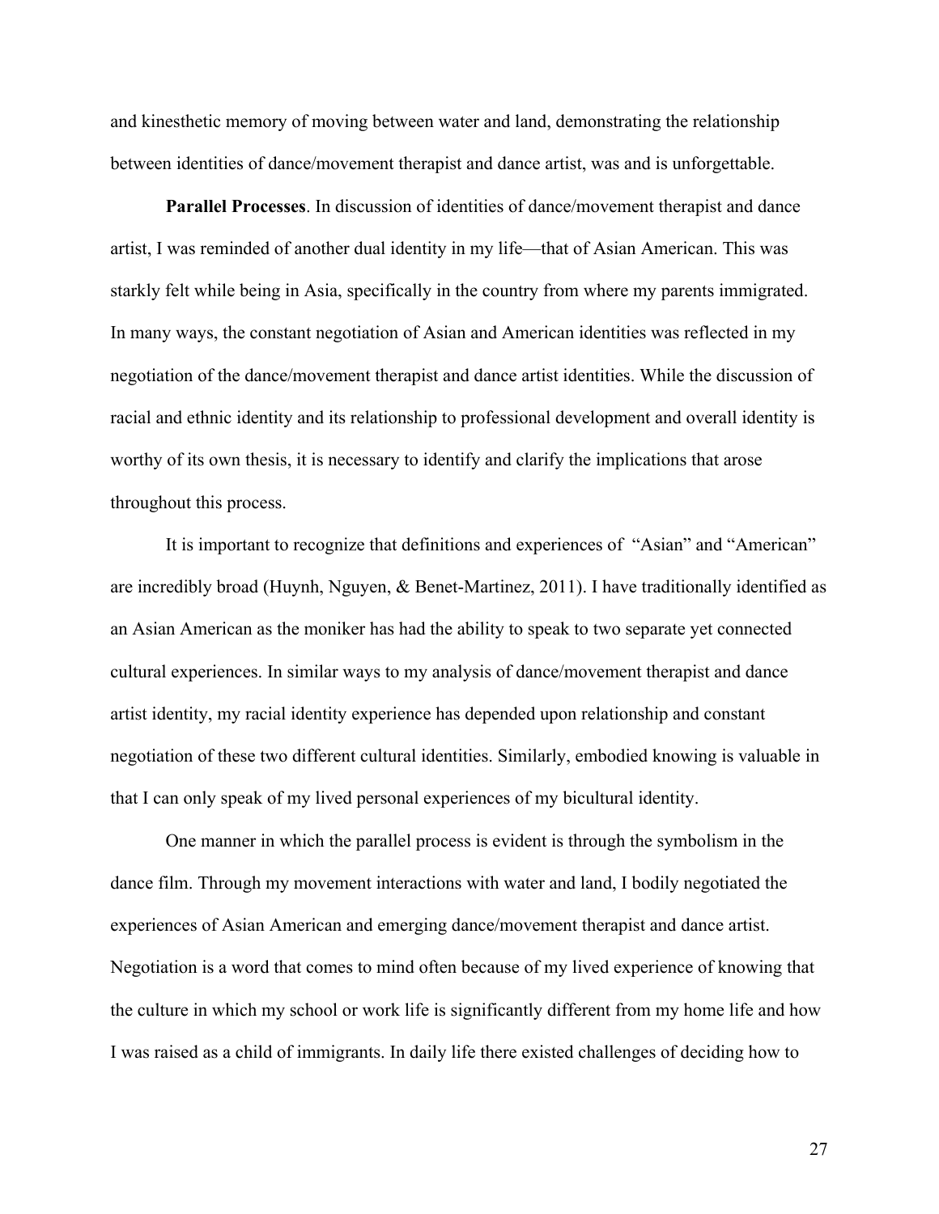and kinesthetic memory of moving between water and land, demonstrating the relationship between identities of dance/movement therapist and dance artist, was and is unforgettable.

**Parallel Processes**. In discussion of identities of dance/movement therapist and dance artist, I was reminded of another dual identity in my life—that of Asian American. This was starkly felt while being in Asia, specifically in the country from where my parents immigrated. In many ways, the constant negotiation of Asian and American identities was reflected in my negotiation of the dance/movement therapist and dance artist identities. While the discussion of racial and ethnic identity and its relationship to professional development and overall identity is worthy of its own thesis, it is necessary to identify and clarify the implications that arose throughout this process.

It is important to recognize that definitions and experiences of "Asian" and "American" are incredibly broad (Huynh, Nguyen, & Benet-Martinez, 2011). I have traditionally identified as an Asian American as the moniker has had the ability to speak to two separate yet connected cultural experiences. In similar ways to my analysis of dance/movement therapist and dance artist identity, my racial identity experience has depended upon relationship and constant negotiation of these two different cultural identities. Similarly, embodied knowing is valuable in that I can only speak of my lived personal experiences of my bicultural identity.

One manner in which the parallel process is evident is through the symbolism in the dance film. Through my movement interactions with water and land, I bodily negotiated the experiences of Asian American and emerging dance/movement therapist and dance artist. Negotiation is a word that comes to mind often because of my lived experience of knowing that the culture in which my school or work life is significantly different from my home life and how I was raised as a child of immigrants. In daily life there existed challenges of deciding how to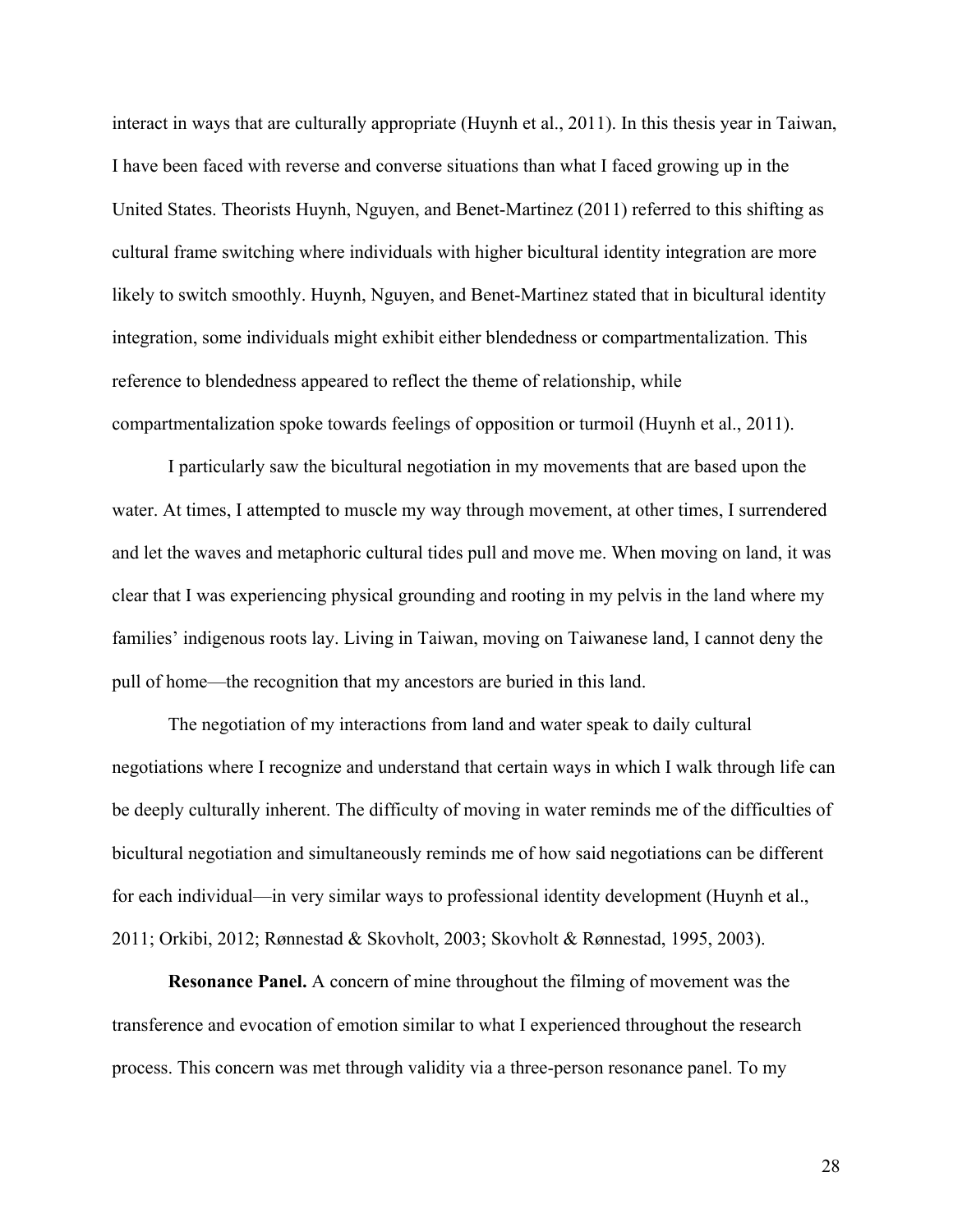interact in ways that are culturally appropriate (Huynh et al., 2011). In this thesis year in Taiwan, I have been faced with reverse and converse situations than what I faced growing up in the United States. Theorists Huynh, Nguyen, and Benet-Martinez (2011) referred to this shifting as cultural frame switching where individuals with higher bicultural identity integration are more likely to switch smoothly. Huynh, Nguyen, and Benet-Martinez stated that in bicultural identity integration, some individuals might exhibit either blendedness or compartmentalization. This reference to blendedness appeared to reflect the theme of relationship, while compartmentalization spoke towards feelings of opposition or turmoil (Huynh et al., 2011).

I particularly saw the bicultural negotiation in my movements that are based upon the water. At times, I attempted to muscle my way through movement, at other times, I surrendered and let the waves and metaphoric cultural tides pull and move me. When moving on land, it was clear that I was experiencing physical grounding and rooting in my pelvis in the land where my families' indigenous roots lay. Living in Taiwan, moving on Taiwanese land, I cannot deny the pull of home—the recognition that my ancestors are buried in this land.

The negotiation of my interactions from land and water speak to daily cultural negotiations where I recognize and understand that certain ways in which I walk through life can be deeply culturally inherent. The difficulty of moving in water reminds me of the difficulties of bicultural negotiation and simultaneously reminds me of how said negotiations can be different for each individual—in very similar ways to professional identity development (Huynh et al., 2011; Orkibi, 2012; Rønnestad & Skovholt, 2003; Skovholt & Rønnestad, 1995, 2003).

**Resonance Panel.** A concern of mine throughout the filming of movement was the transference and evocation of emotion similar to what I experienced throughout the research process. This concern was met through validity via a three-person resonance panel. To my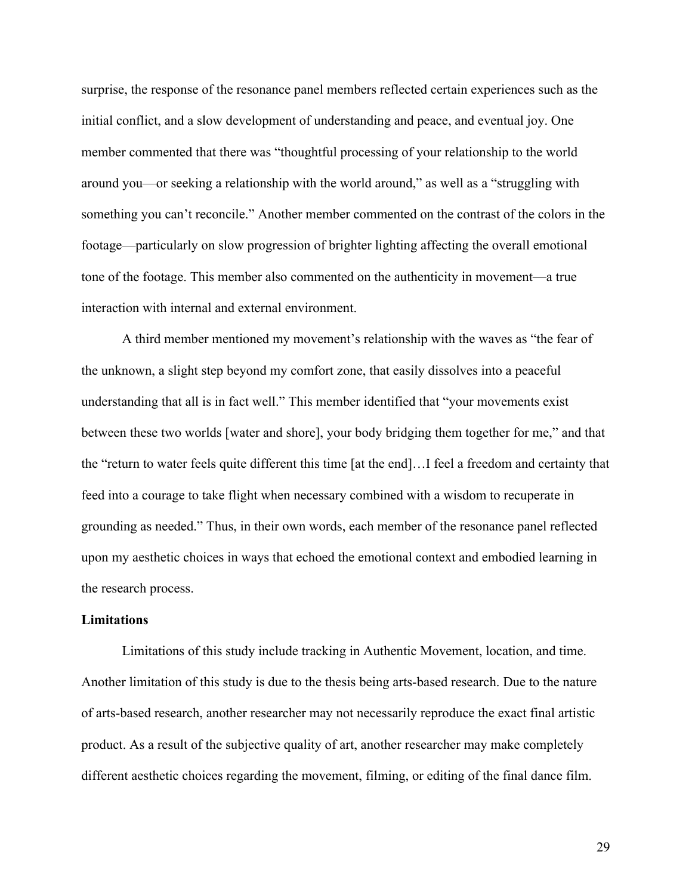surprise, the response of the resonance panel members reflected certain experiences such as the initial conflict, and a slow development of understanding and peace, and eventual joy. One member commented that there was "thoughtful processing of your relationship to the world around you—or seeking a relationship with the world around," as well as a "struggling with something you can't reconcile." Another member commented on the contrast of the colors in the footage—particularly on slow progression of brighter lighting affecting the overall emotional tone of the footage. This member also commented on the authenticity in movement—a true interaction with internal and external environment.

A third member mentioned my movement's relationship with the waves as "the fear of the unknown, a slight step beyond my comfort zone, that easily dissolves into a peaceful understanding that all is in fact well." This member identified that "your movements exist between these two worlds [water and shore], your body bridging them together for me," and that the "return to water feels quite different this time [at the end]…I feel a freedom and certainty that feed into a courage to take flight when necessary combined with a wisdom to recuperate in grounding as needed." Thus, in their own words, each member of the resonance panel reflected upon my aesthetic choices in ways that echoed the emotional context and embodied learning in the research process.

**Limitations**

Limitations of this study include tracking in Authentic Movement, location, and time. Another limitation of this study is due to the thesis being arts-based research. Due to the nature of arts-based research, another researcher may not necessarily reproduce the exact final artistic product. As a result of the subjective quality of art, another researcher may make completely different aesthetic choices regarding the movement, filming, or editing of the final dance film.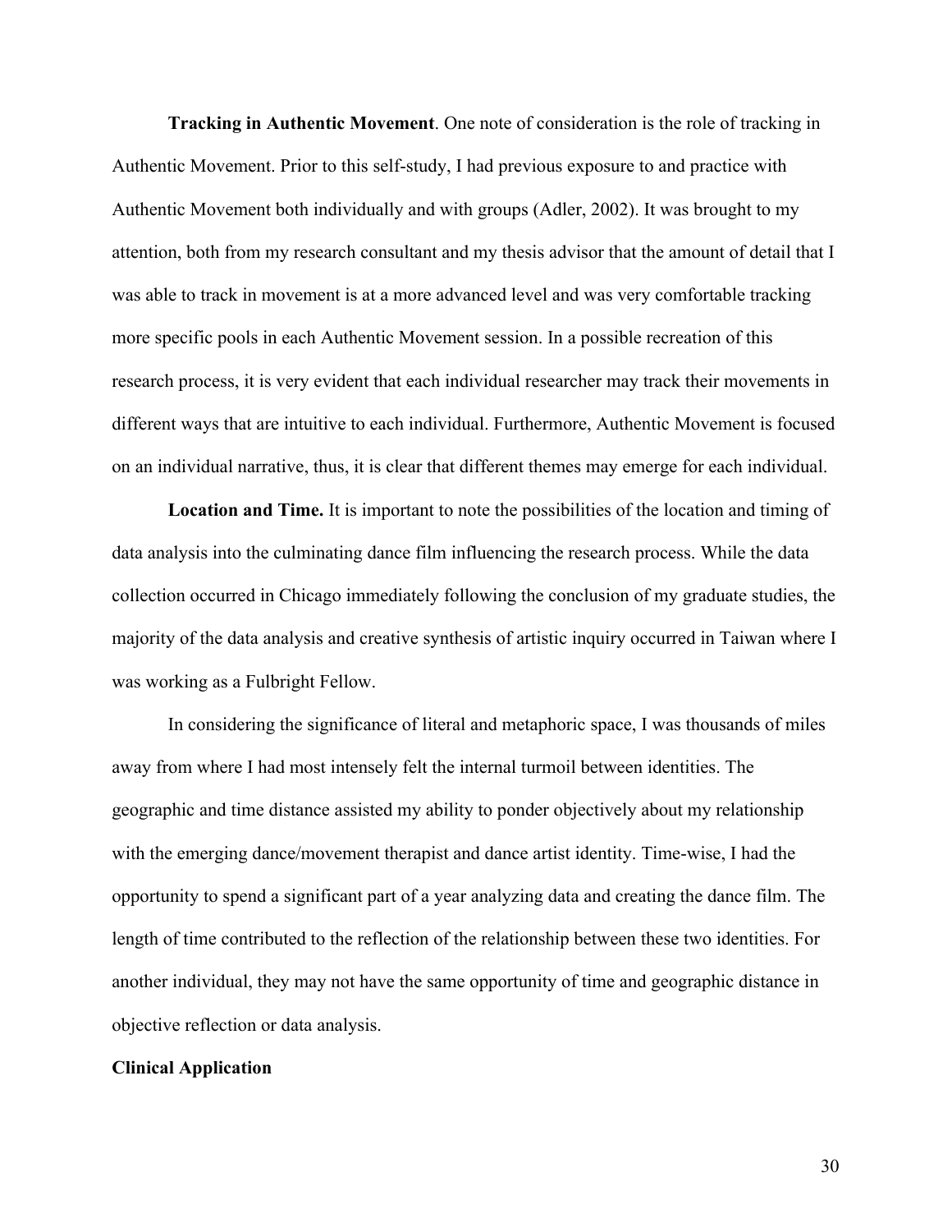**Tracking in Authentic Movement**. One note of consideration is the role of tracking in Authentic Movement. Prior to this self-study, I had previous exposure to and practice with Authentic Movement both individually and with groups (Adler, 2002). It was brought to my attention, both from my research consultant and my thesis advisor that the amount of detail that I was able to track in movement is at a more advanced level and was very comfortable tracking more specific pools in each Authentic Movement session. In a possible recreation of this research process, it is very evident that each individual researcher may track their movements in different ways that are intuitive to each individual. Furthermore, Authentic Movement is focused on an individual narrative, thus, it is clear that different themes may emerge for each individual.

**Location and Time.** It is important to note the possibilities of the location and timing of data analysis into the culminating dance film influencing the research process. While the data collection occurred in Chicago immediately following the conclusion of my graduate studies, the majority of the data analysis and creative synthesis of artistic inquiry occurred in Taiwan where I was working as a Fulbright Fellow.

In considering the significance of literal and metaphoric space, I was thousands of miles away from where I had most intensely felt the internal turmoil between identities. The geographic and time distance assisted my ability to ponder objectively about my relationship with the emerging dance/movement therapist and dance artist identity. Time-wise, I had the opportunity to spend a significant part of a year analyzing data and creating the dance film. The length of time contributed to the reflection of the relationship between these two identities. For another individual, they may not have the same opportunity of time and geographic distance in objective reflection or data analysis.

**Clinical Application**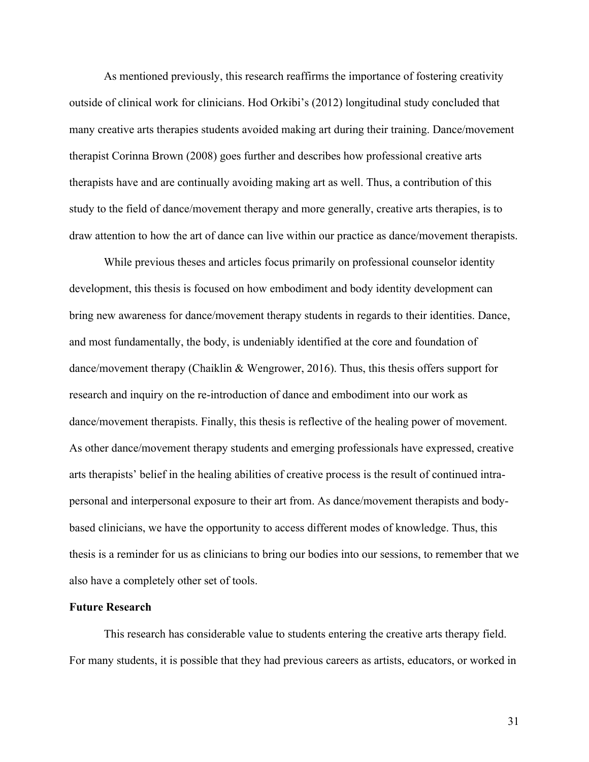As mentioned previously, this research reaffirms the importance of fostering creativity outside of clinical work for clinicians. Hod Orkibi's (2012) longitudinal study concluded that many creative arts therapies students avoided making art during their training. Dance/movement therapist Corinna Brown (2008) goes further and describes how professional creative arts therapists have and are continually avoiding making art as well. Thus, a contribution of this study to the field of dance/movement therapy and more generally, creative arts therapies, is to draw attention to how the art of dance can live within our practice as dance/movement therapists.

While previous theses and articles focus primarily on professional counselor identity development, this thesis is focused on how embodiment and body identity development can bring new awareness for dance/movement therapy students in regards to their identities. Dance, and most fundamentally, the body, is undeniably identified at the core and foundation of dance/movement therapy (Chaiklin & Wengrower, 2016). Thus, this thesis offers support for research and inquiry on the re-introduction of dance and embodiment into our work as dance/movement therapists. Finally, this thesis is reflective of the healing power of movement. As other dance/movement therapy students and emerging professionals have expressed, creative arts therapists' belief in the healing abilities of creative process is the result of continued intra-personal and interpersonal exposure to their art from. As dance/movement therapists and body-based clinicians, we have the opportunity to access different modes of knowledge. Thus, this thesis is a reminder for us as clinicians to bring our bodies into our sessions, to remember that we also have a completely other set of tools.

**Future Research**

This research has considerable value to students entering the creative arts therapy field. For many students, it is possible that they had previous careers as artists, educators, or worked in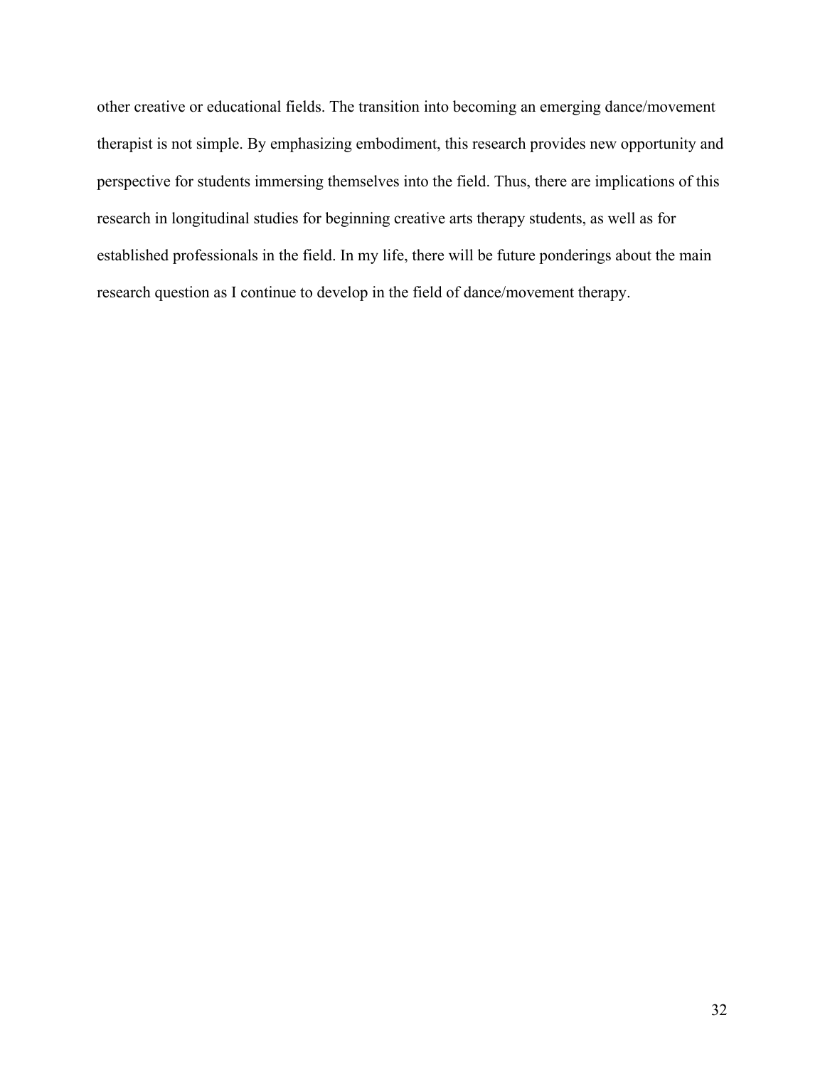other creative or educational fields. The transition into becoming an emerging dance/movement therapist is not simple. By emphasizing embodiment, this research provides new opportunity and perspective for students immersing themselves into the field. Thus, there are implications of this research in longitudinal studies for beginning creative arts therapy students, as well as for established professionals in the field. In my life, there will be future ponderings about the main research question as I continue to develop in the field of dance/movement therapy.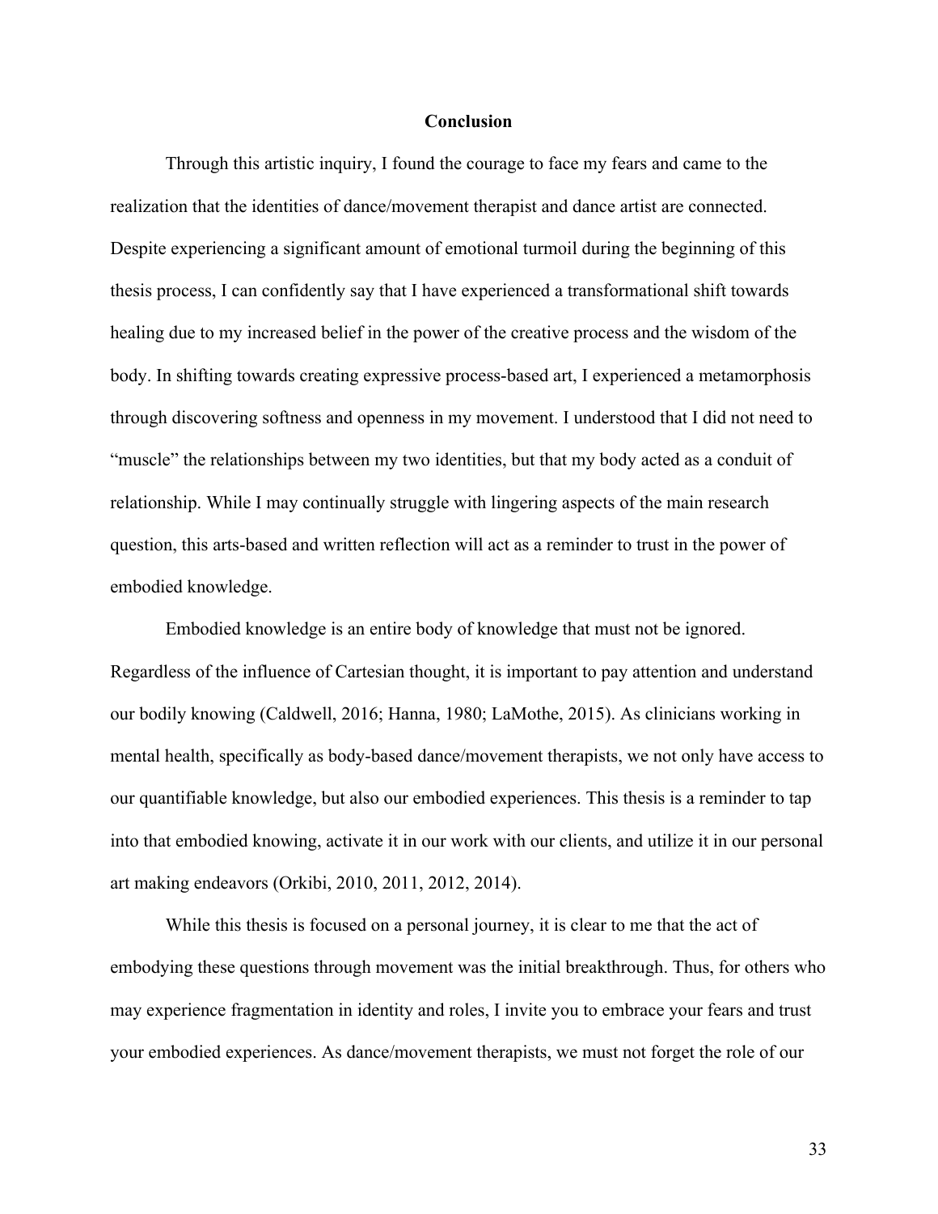# Conclusion

Through this artistic inquiry, I found the courage to face my fears and came to the realization that the identities of dance/movement therapist and dance artist are connected. Despite experiencing a significant amount of emotional turmoil during the beginning of this thesis process, I can confidently say that I have experienced a transformational shift towards healing due to my increased belief in the power of the creative process and the wisdom of the body. In shifting towards creating expressive process-based art, I experienced a metamorphosis through discovering softness and openness in my movement. I understood that I did not need to "muscle" the relationships between my two identities, but that my body acted as a conduit of relationship. While I may continually struggle with lingering aspects of the main research question, this arts-based and written reflection will act as a reminder to trust in the power of embodied knowledge.

Embodied knowledge is an entire body of knowledge that must not be ignored. Regardless of the influence of Cartesian thought, it is important to pay attention and understand our bodily knowing (Caldwell, 2016; Hanna, 1980; LaMothe, 2015). As clinicians working in mental health, specifically as body-based dance/movement therapists, we not only have access to our quantifiable knowledge, but also our embodied experiences. This thesis is a reminder to tap into that embodied knowing, activate it in our work with our clients, and utilize it in our personal art making endeavors (Orkibi, 2010, 2011, 2012, 2014).

While this thesis is focused on a personal journey, it is clear to me that the act of embodying these questions through movement was the initial breakthrough. Thus, for others who may experience fragmentation in identity and roles, I invite you to embrace your fears and trust your embodied experiences. As dance/movement therapists, we must not forget the role of our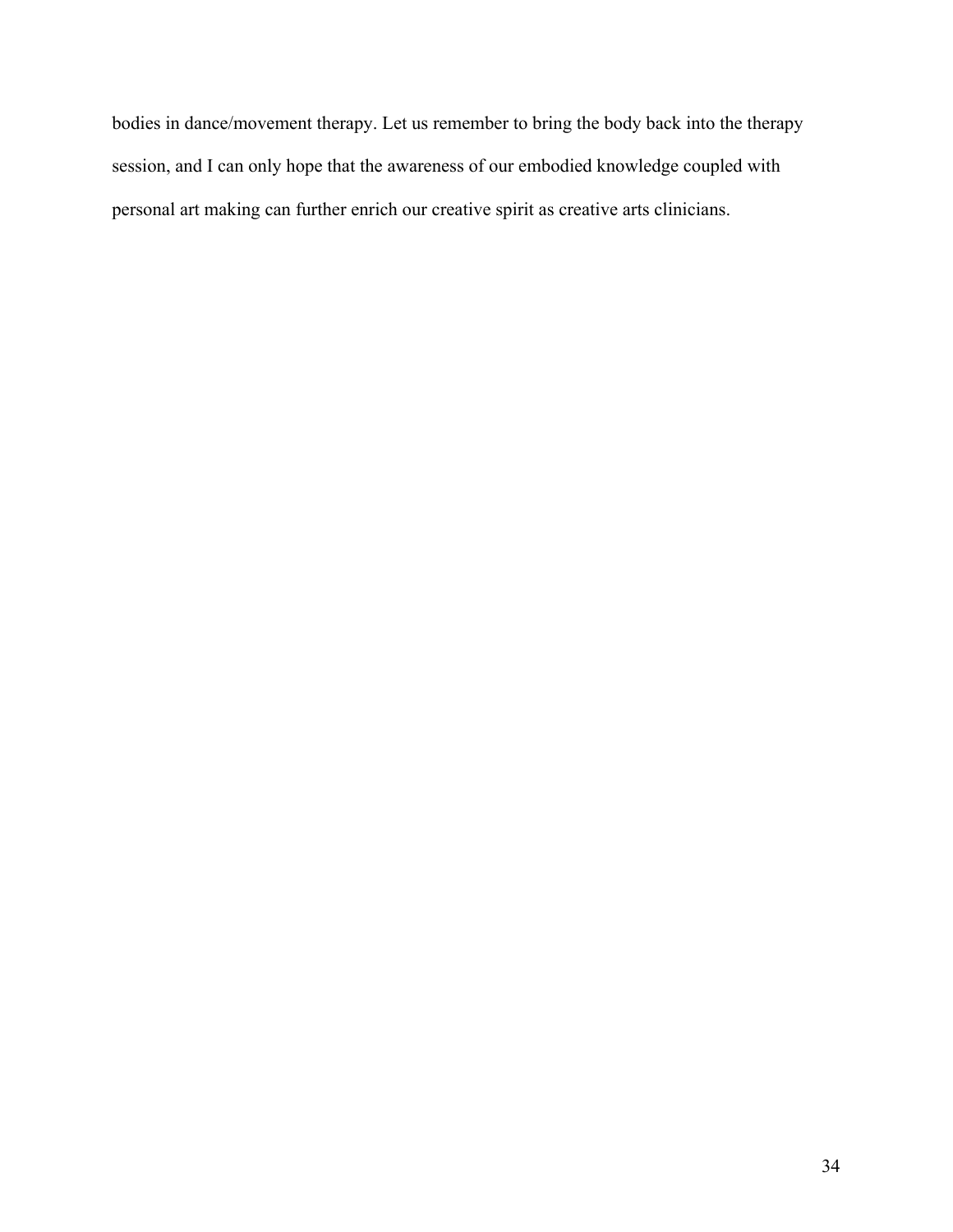bodies in dance/movement therapy. Let us remember to bring the body back into the therapy session, and I can only hope that the awareness of our embodied knowledge coupled with personal art making can further enrich our creative spirit as creative arts clinicians.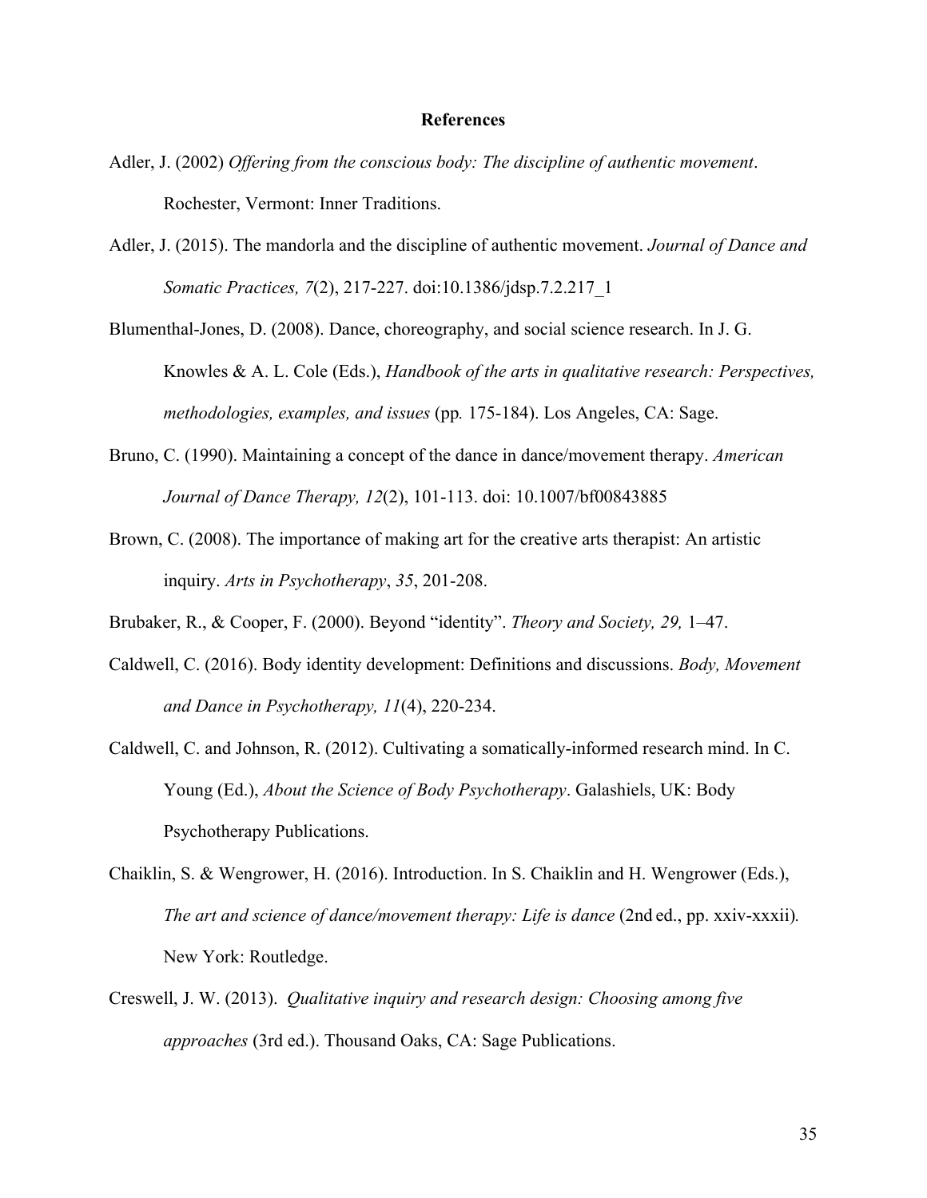# References

Adler, J. (2002) *Offering from the conscious body: The discipline of authentic movement*. Rochester, Vermont: Inner Traditions.

Adler, J. (2015). The mandorla and the discipline of authentic movement. *Journal of Dance and Somatic Practices, 7*(2), 217-227. doi:10.1386/jdsp.7.2.217_1

Blumenthal-Jones, D. (2008). Dance, choreography, and social science research. In J. G. Knowles & A. L. Cole (Eds.), *Handbook of the arts in qualitative research: Perspectives, methodologies, examples, and issues* (pp. 175-184). Los Angeles, CA: Sage.

Bruno, C. (1990). Maintaining a concept of the dance in dance/movement therapy. *American Journal of Dance Therapy, 12*(2), 101-113. doi: 10.1007/bf00843885

Brown, C. (2008). The importance of making art for the creative arts therapist: An artistic inquiry. *Arts in Psychotherapy*, *35*, 201-208.

Brubaker, R., & Cooper, F. (2000). Beyond "identity". *Theory and Society, 29,* 1–47.

Caldwell, C. (2016). Body identity development: Definitions and discussions. *Body, Movement and Dance in Psychotherapy, 11*(4), 220-234.

Caldwell, C. and Johnson, R. (2012). Cultivating a somatically-informed research mind. In C. Young (Ed.), *About the Science of Body Psychotherapy*. Galashiels, UK: Body Psychotherapy Publications.

Chaiklin, S. & Wengrower, H. (2016). Introduction. In S. Chaiklin and H. Wengrower (Eds.), *The art and science of dance/movement therapy: Life is dance* (2nd ed., pp. xxiv-xxxii). New York: Routledge.

Creswell, J. W. (2013). *Qualitative inquiry and research design: Choosing among five approaches* (3rd ed.). Thousand Oaks, CA: Sage Publications.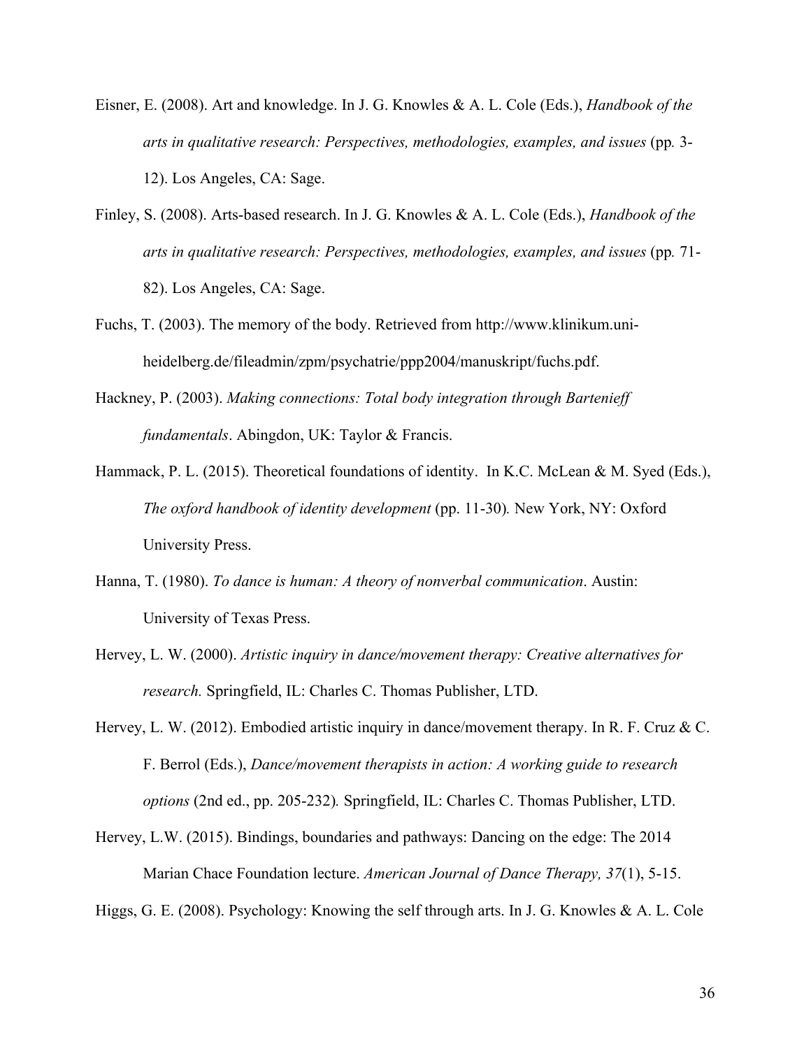Eisner, E. (2008). Art and knowledge. In J. G. Knowles & A. L. Cole (Eds.), *Handbook of the arts in qualitative research: Perspectives, methodologies, examples, and issues* (pp. 3-12). Los Angeles, CA: Sage.

Finley, S. (2008). Arts-based research. In J. G. Knowles & A. L. Cole (Eds.), *Handbook of the arts in qualitative research: Perspectives, methodologies, examples, and issues* (pp. 71-82). Los Angeles, CA: Sage.

Fuchs, T. (2003). The memory of the body. Retrieved from http://www.klinikum.uni-heidelberg.de/fileadmin/zpm/psychatrie/ppp2004/manuskript/fuchs.pdf.

Hackney, P. (2003). *Making connections: Total body integration through Bartenieff fundamentals*. Abingdon, UK: Taylor & Francis.

Hammack, P. L. (2015). Theoretical foundations of identity. In K.C. McLean & M. Syed (Eds.), *The oxford handbook of identity development* (pp. 11-30). New York, NY: Oxford University Press.

Hanna, T. (1980). *To dance is human: A theory of nonverbal communication*. Austin: University of Texas Press.

Hervey, L. W. (2000). *Artistic inquiry in dance/movement therapy: Creative alternatives for research.* Springfield, IL: Charles C. Thomas Publisher, LTD.

Hervey, L. W. (2012). Embodied artistic inquiry in dance/movement therapy. In R. F. Cruz & C. F. Berrol (Eds.), *Dance/movement therapists in action: A working guide to research options* (2nd ed., pp. 205-232). Springfield, IL: Charles C. Thomas Publisher, LTD.

Hervey, L.W. (2015). Bindings, boundaries and pathways: Dancing on the edge: The 2014 Marian Chace Foundation lecture. *American Journal of Dance Therapy, 37*(1), 5-15.

Higgs, G. E. (2008). Psychology: Knowing the self through arts. In J. G. Knowles & A. L. Cole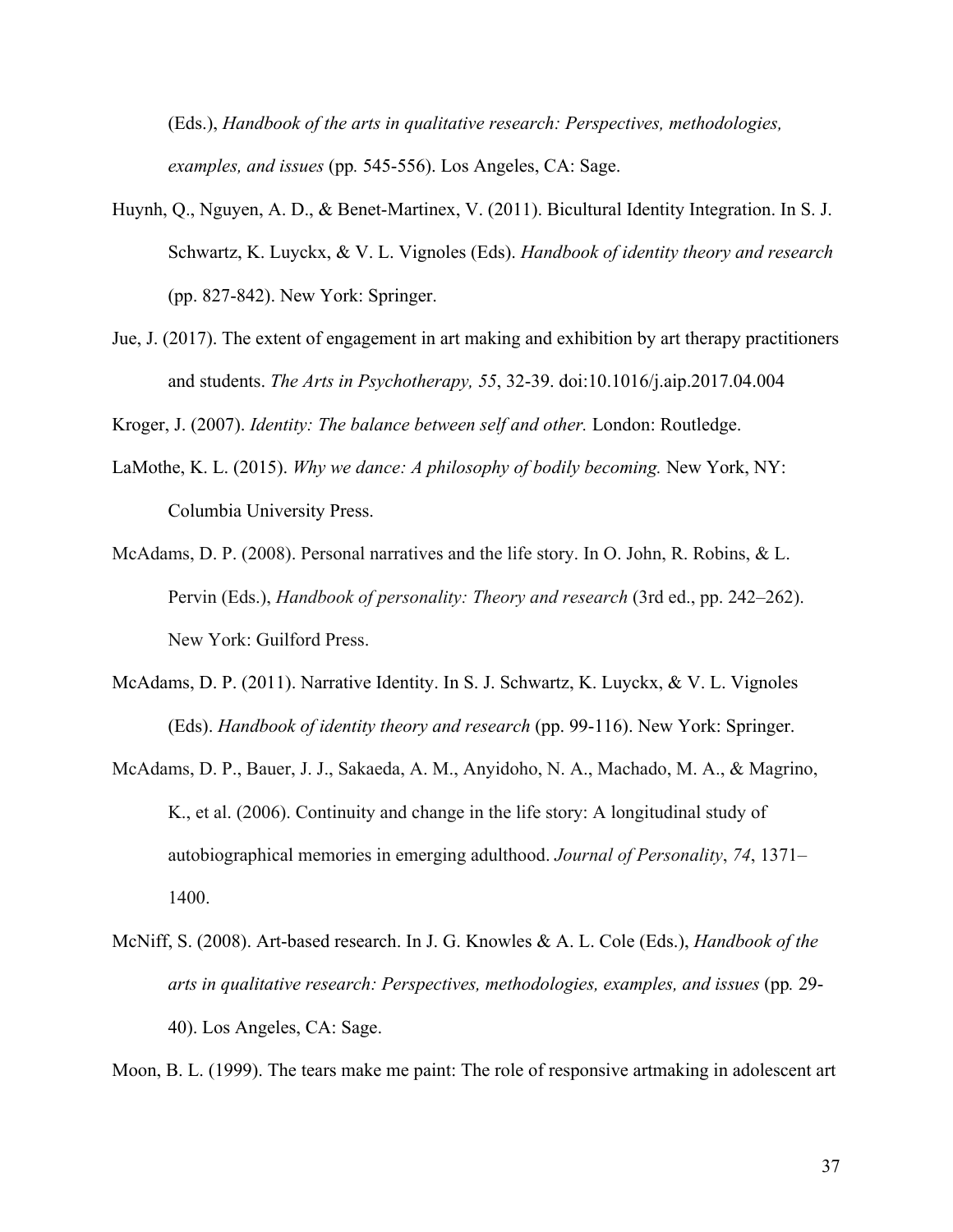(Eds.), *Handbook of the arts in qualitative research: Perspectives, methodologies, examples, and issues* (pp. 545-556). Los Angeles, CA: Sage.

Huynh, Q., Nguyen, A. D., & Benet-Martinex, V. (2011). Bicultural Identity Integration. In S. J. Schwartz, K. Luyckx, & V. L. Vignoles (Eds). *Handbook of identity theory and research* (pp. 827-842). New York: Springer.

Jue, J. (2017). The extent of engagement in art making and exhibition by art therapy practitioners and students. *The Arts in Psychotherapy, 55*, 32-39. doi:10.1016/j.aip.2017.04.004

Kroger, J. (2007). *Identity: The balance between self and other.* London: Routledge.

LaMothe, K. L. (2015). *Why we dance: A philosophy of bodily becoming.* New York, NY: Columbia University Press.

McAdams, D. P. (2008). Personal narratives and the life story. In O. John, R. Robins, & L. Pervin (Eds.), *Handbook of personality: Theory and research* (3rd ed., pp. 242–262). New York: Guilford Press.

McAdams, D. P. (2011). Narrative Identity. In S. J. Schwartz, K. Luyckx, & V. L. Vignoles (Eds). *Handbook of identity theory and research* (pp. 99-116). New York: Springer.

McAdams, D. P., Bauer, J. J., Sakaeda, A. M., Anyidoho, N. A., Machado, M. A., & Magrino, K., et al. (2006). Continuity and change in the life story: A longitudinal study of autobiographical memories in emerging adulthood. *Journal of Personality*, *74*, 1371–1400.

McNiff, S. (2008). Art-based research. In J. G. Knowles & A. L. Cole (Eds.), *Handbook of the arts in qualitative research: Perspectives, methodologies, examples, and issues* (pp. 29-40). Los Angeles, CA: Sage.

Moon, B. L. (1999). The tears make me paint: The role of responsive artmaking in adolescent art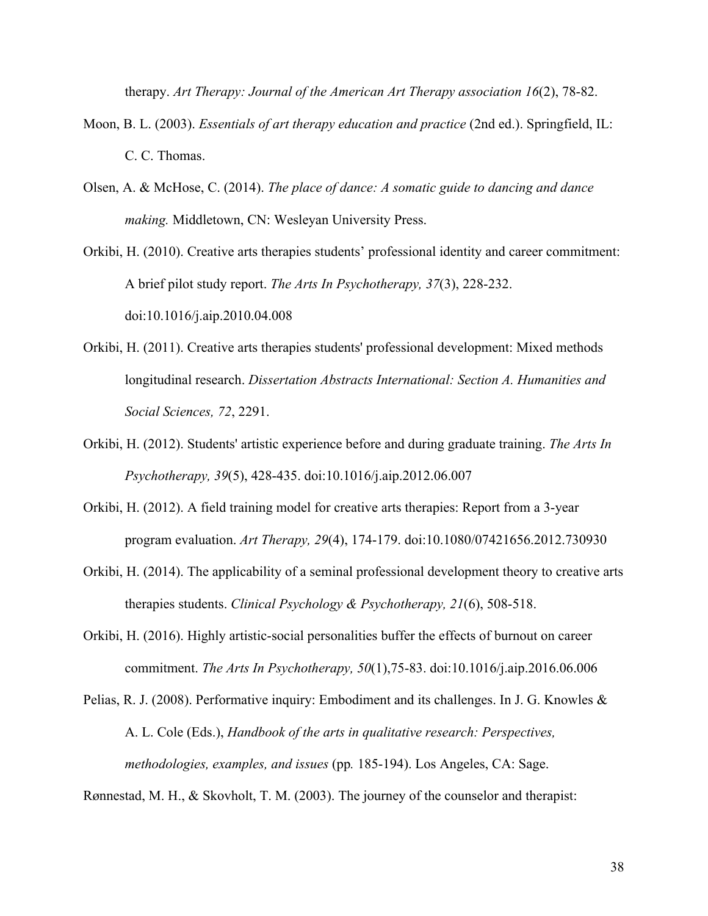therapy. *Art Therapy: Journal of the American Art Therapy association 16*(2), 78-82.

Moon, B. L. (2003). *Essentials of art therapy education and practice* (2nd ed.). Springfield, IL: C. C. Thomas.

Olsen, A. & McHose, C. (2014). *The place of dance: A somatic guide to dancing and dance making.* Middletown, CN: Wesleyan University Press.

Orkibi, H. (2010). Creative arts therapies students' professional identity and career commitment: A brief pilot study report. *The Arts In Psychotherapy, 37*(3), 228-232. doi:10.1016/j.aip.2010.04.008

Orkibi, H. (2011). Creative arts therapies students' professional development: Mixed methods longitudinal research. *Dissertation Abstracts International: Section A. Humanities and Social Sciences, 72*, 2291.

Orkibi, H. (2012). Students' artistic experience before and during graduate training. *The Arts In Psychotherapy, 39*(5), 428-435. doi:10.1016/j.aip.2012.06.007

Orkibi, H. (2012). A field training model for creative arts therapies: Report from a 3-year program evaluation. *Art Therapy, 29*(4), 174-179. doi:10.1080/07421656.2012.730930

Orkibi, H. (2014). The applicability of a seminal professional development theory to creative arts therapies students. *Clinical Psychology & Psychotherapy, 21*(6), 508-518.

Orkibi, H. (2016). Highly artistic-social personalities buffer the effects of burnout on career commitment. *The Arts In Psychotherapy, 50*(1),75-83. doi:10.1016/j.aip.2016.06.006

Pelias, R. J. (2008). Performative inquiry: Embodiment and its challenges. In J. G. Knowles & A. L. Cole (Eds.), *Handbook of the arts in qualitative research: Perspectives, methodologies, examples, and issues* (pp. 185-194). Los Angeles, CA: Sage.

Rønnestad, M. H., & Skovholt, T. M. (2003). The journey of the counselor and therapist: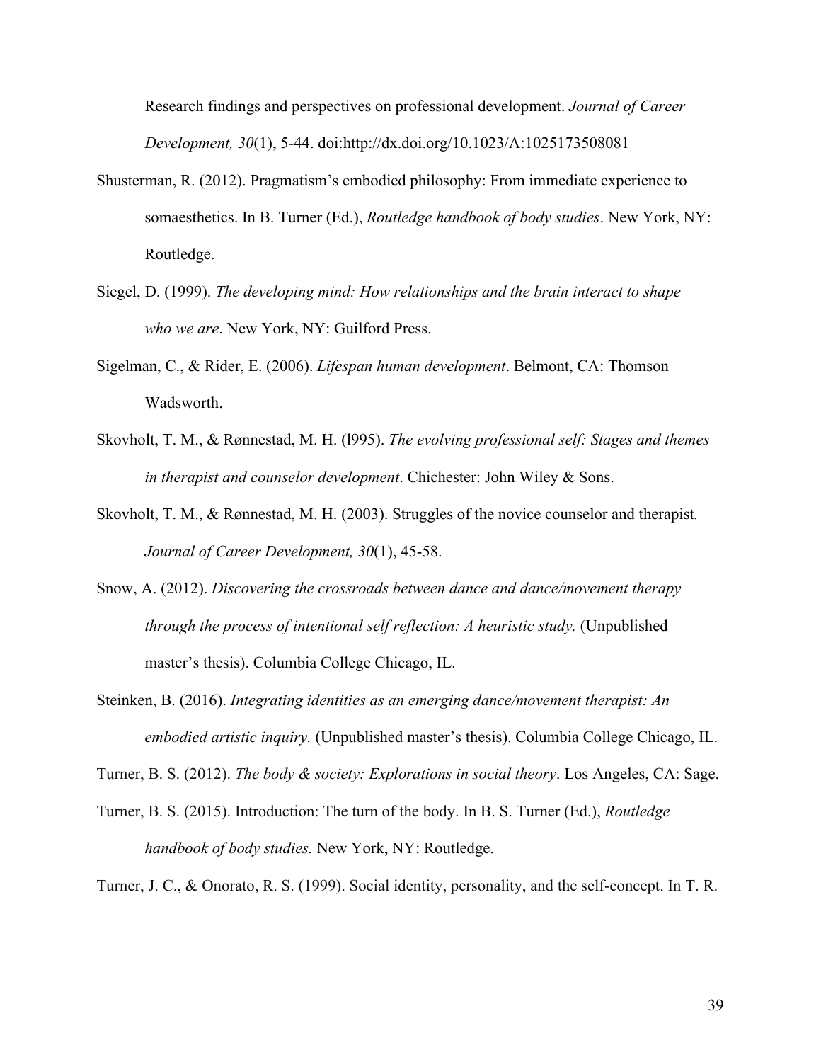Research findings and perspectives on professional development. *Journal of Career Development, 30*(1), 5-44. doi:http://dx.doi.org/10.1023/A:1025173508081

Shusterman, R. (2012). Pragmatism's embodied philosophy: From immediate experience to somaesthetics. In B. Turner (Ed.), *Routledge handbook of body studies*. New York, NY: Routledge.

Siegel, D. (1999). *The developing mind: How relationships and the brain interact to shape who we are*. New York, NY: Guilford Press.

Sigelman, C., & Rider, E. (2006). *Lifespan human development*. Belmont, CA: Thomson Wadsworth.

Skovholt, T. M., & Rønnestad, M. H. (l995). *The evolving professional self: Stages and themes in therapist and counselor development*. Chichester: John Wiley & Sons.

Skovholt, T. M., & Rønnestad, M. H. (2003). Struggles of the novice counselor and therapist*. Journal of Career Development, 30*(1), 45-58.

Snow, A. (2012). *Discovering the crossroads between dance and dance/movement therapy through the process of intentional self reflection: A heuristic study.* (Unpublished master's thesis). Columbia College Chicago, IL.

Steinken, B. (2016). *Integrating identities as an emerging dance/movement therapist: An embodied artistic inquiry.* (Unpublished master's thesis). Columbia College Chicago, IL.

Turner, B. S. (2012). *The body & society: Explorations in social theory*. Los Angeles, CA: Sage.

Turner, B. S. (2015). Introduction: The turn of the body. In B. S. Turner (Ed.), *Routledge handbook of body studies.* New York, NY: Routledge.

Turner, J. C., & Onorato, R. S. (1999). Social identity, personality, and the self-concept. In T. R.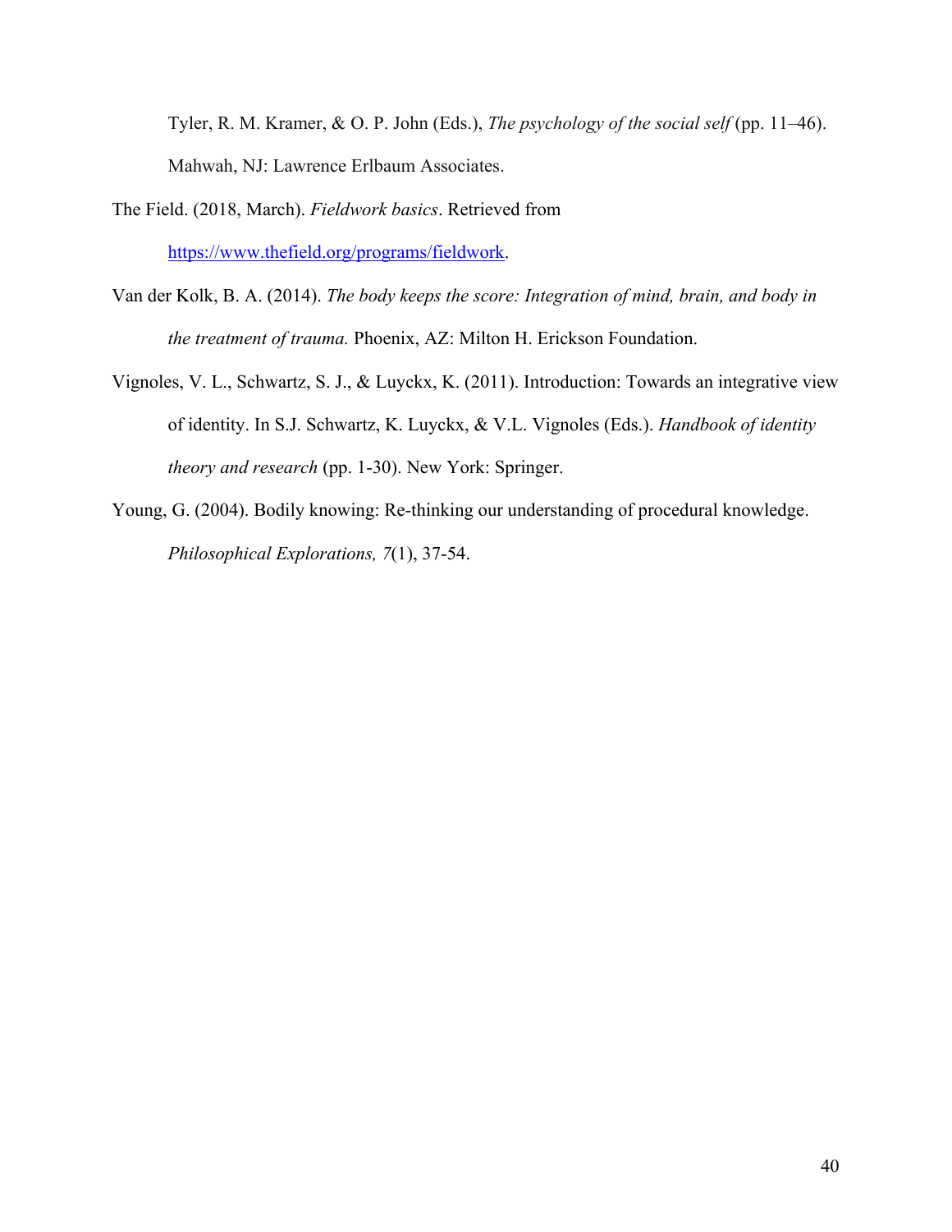Tyler, R. M. Kramer, & O. P. John (Eds.), *The psychology of the social self* (pp. 11–46). Mahwah, NJ: Lawrence Erlbaum Associates.

The Field. (2018, March). *Fieldwork basics*. Retrieved from https://www.thefield.org/programs/fieldwork.

Van der Kolk, B. A. (2014). *The body keeps the score: Integration of mind, brain, and body in the treatment of trauma.* Phoenix, AZ: Milton H. Erickson Foundation.

Vignoles, V. L., Schwartz, S. J., & Luyckx, K. (2011). Introduction: Towards an integrative view of identity. In S.J. Schwartz, K. Luyckx, & V.L. Vignoles (Eds.). *Handbook of identity theory and research* (pp. 1-30). New York: Springer.

Young, G. (2004). Bodily knowing: Re-thinking our understanding of procedural knowledge. *Philosophical Explorations, 7*(1), 37-54.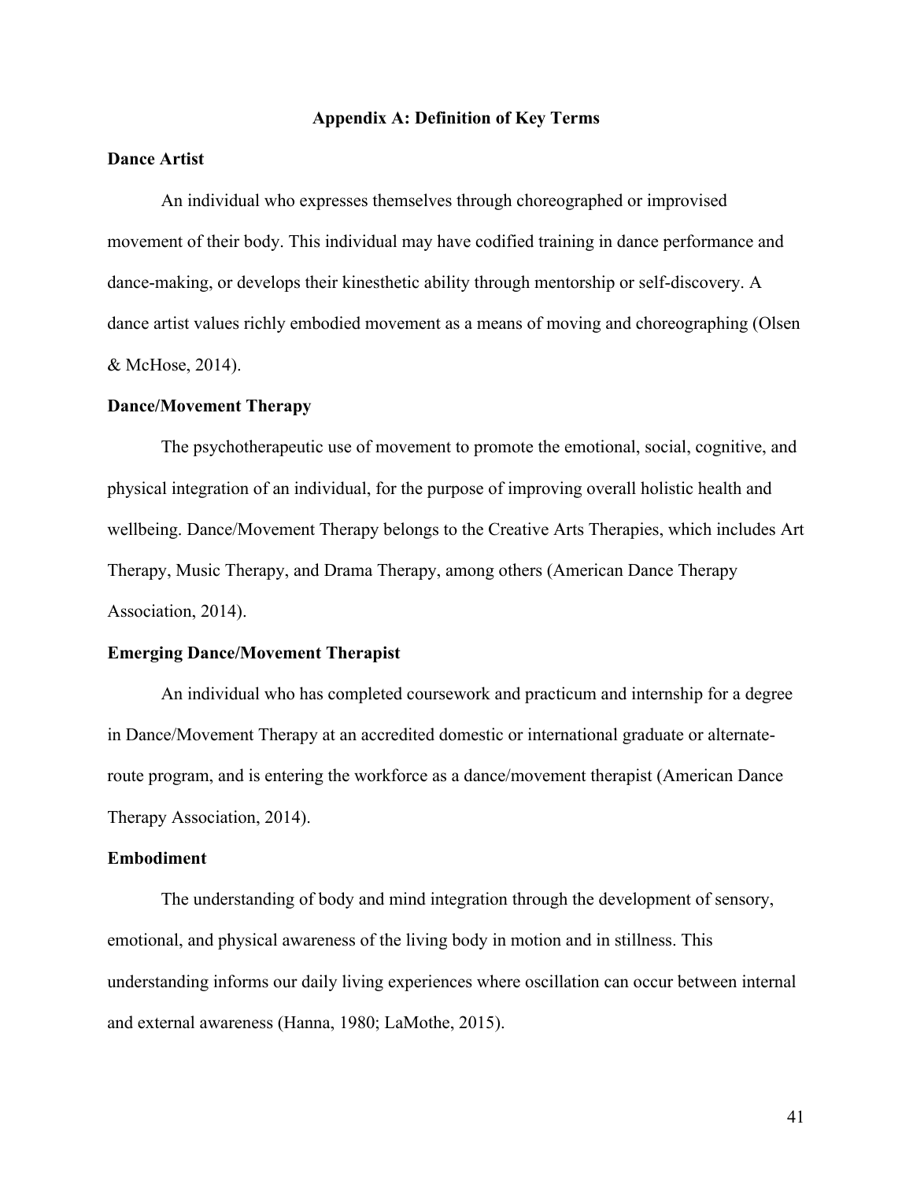## Appendix A: Definition of Key Terms

### Dance Artist

An individual who expresses themselves through choreographed or improvised movement of their body. This individual may have codified training in dance performance and dance-making, or develops their kinesthetic ability through mentorship or self-discovery. A dance artist values richly embodied movement as a means of moving and choreographing (Olsen & McHose, 2014).

### Dance/Movement Therapy

The psychotherapeutic use of movement to promote the emotional, social, cognitive, and physical integration of an individual, for the purpose of improving overall holistic health and wellbeing. Dance/Movement Therapy belongs to the Creative Arts Therapies, which includes Art Therapy, Music Therapy, and Drama Therapy, among others (American Dance Therapy Association, 2014).

### Emerging Dance/Movement Therapist

An individual who has completed coursework and practicum and internship for a degree in Dance/Movement Therapy at an accredited domestic or international graduate or alternate-route program, and is entering the workforce as a dance/movement therapist (American Dance Therapy Association, 2014).

### Embodiment

The understanding of body and mind integration through the development of sensory, emotional, and physical awareness of the living body in motion and in stillness. This understanding informs our daily living experiences where oscillation can occur between internal and external awareness (Hanna, 1980; LaMothe, 2015).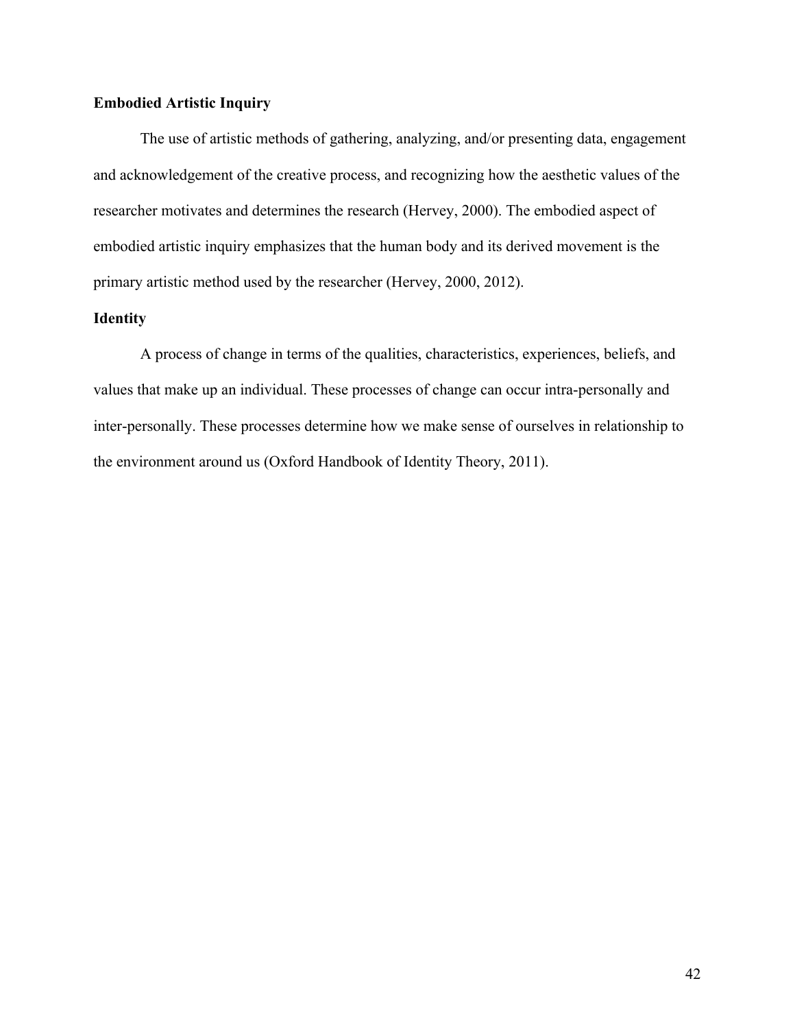**Embodied Artistic Inquiry**

The use of artistic methods of gathering, analyzing, and/or presenting data, engagement and acknowledgement of the creative process, and recognizing how the aesthetic values of the researcher motivates and determines the research (Hervey, 2000). The embodied aspect of embodied artistic inquiry emphasizes that the human body and its derived movement is the primary artistic method used by the researcher (Hervey, 2000, 2012).

**Identity**

A process of change in terms of the qualities, characteristics, experiences, beliefs, and values that make up an individual. These processes of change can occur intra-personally and inter-personally. These processes determine how we make sense of ourselves in relationship to the environment around us (Oxford Handbook of Identity Theory, 2011).